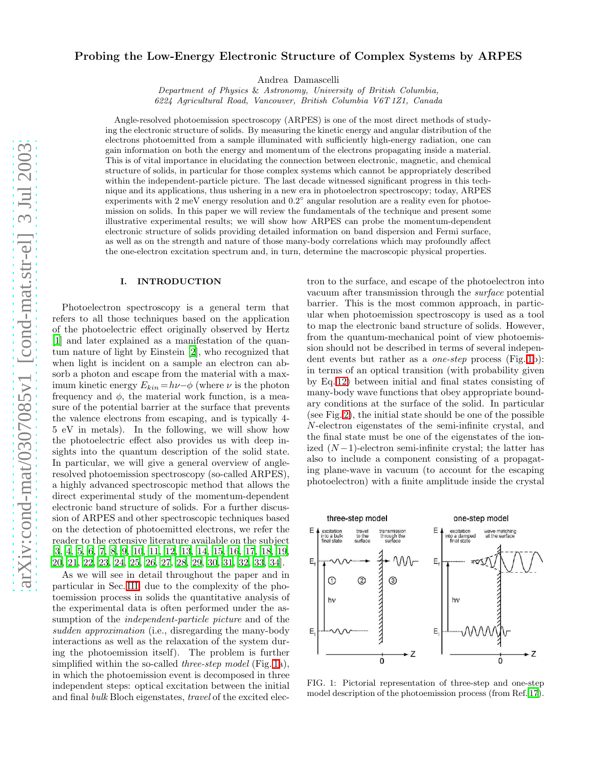# Probing the Low-Energy Electronic Structure of Complex Systems by ARPES

Andrea Damascelli

*Department of Physics & Astronomy, University of British Columbia,*
*6224 Agricultural Road, Vancouver, British Columbia V6T 1Z1, Canada*

Angle-resolved photoemission spectroscopy (ARPES) is one of the most direct methods of studying the electronic structure of solids. By measuring the kinetic energy and angular distribution of the electrons photoemitted from a sample illuminated with sufficiently high-energy radiation, one can gain information on both the energy and momentum of the electrons propagating inside a material. This is of vital importance in elucidating the connection between electronic, magnetic, and chemical structure of solids, in particular for those complex systems which cannot be appropriately described within the independent-particle picture. The last decade witnessed significant progress in this technique and its applications, thus ushering in a new era in photoelectron spectroscopy; today, ARPES experiments with 2 meV energy resolution and 0.2° angular resolution are a reality even for photoemission on solids. In this paper we will review the fundamentals of the technique and present some illustrative experimental results; we will show how ARPES can probe the momentum-dependent electronic structure of solids providing detailed information on band dispersion and Fermi surface, as well as on the strength and nature of those many-body correlations which may profoundly affect the one-electron excitation spectrum and, in turn, determine the macroscopic physical properties.

## I. INTRODUCTION

Photoelectron spectroscopy is a general term that refers to all those techniques based on the application of the photoelectric effect originally observed by Hertz [1] and later explained as a manifestation of the quantum nature of light by Einstein [2], who recognized that when light is incident on a sample an electron can absorb a photon and escape from the material with a maximum kinetic energy $E_{kin} = h\nu - \phi$ (where $\nu$ is the photon frequency and $\phi$, the material work function, is a measure of the potential barrier at the surface that prevents the valence electrons from escaping, and is typically 4-5 eV in metals). In the following, we will show how the photoelectric effect also provides us with deep insights into the quantum description of the solid state. In particular, we will give a general overview of angle-resolved photoemission spectroscopy (so-called ARPES), a highly advanced spectroscopic method that allows the direct experimental study of the momentum-dependent electronic band structure of solids. For a further discussion of ARPES and other spectroscopic techniques based on the detection of photoemitted electrons, we refer the reader to the extensive literature available on the subject [3, 4, 5, 6, 7, 8, 9, 10, 11, 12, 13, 14, 15, 16, 17, 18, 19, 20, 21, 22, 23, 24, 25, 26, 27, 28, 29, 30, 31, 32, 33, 34].

As we will see in detail throughout the paper and in particular in Sec. III, due to the complexity of the photoemission process in solids the quantitative analysis of the experimental data is often performed under the assumption of the *independent-particle picture* and of the *sudden approximation* (i.e., disregarding the many-body interactions as well as the relaxation of the system during the photoemission itself). The problem is further simplified within the so-called *three-step model* (Fig. 1a), in which the photoemission event is decomposed in three independent steps: optical excitation between the initial and final *bulk* Bloch eigenstates, *travel* of the excited electron to the surface, and escape of the photoelectron into vacuum after transmission through the *surface* potential barrier. This is the most common approach, in particular when photoemission spectroscopy is used as a tool to map the electronic band structure of solids. However, from the quantum-mechanical point of view photoemission should not be described in terms of several independent events but rather as a *one-step* process (Fig. 1b): in terms of an optical transition (with probability given by Eq. 12) between initial and final states consisting of many-body wave functions that obey appropriate boundary conditions at the surface of the solid. In particular (see Fig. 2), the initial state should be one of the possible $N$-electron eigenstates of the semi-infinite crystal, and the final state must be one of the eigenstates of the ionized $(N-1)$-electron semi-infinite crystal; the latter has also to include a component consisting of a propagating plane-wave in vacuum (to account for the escaping photoelectron) with a finite amplitude inside the crystal

FIG. 1: Pictorial representation of three-step and one-step model description of the photoemission process (from Ref. 17).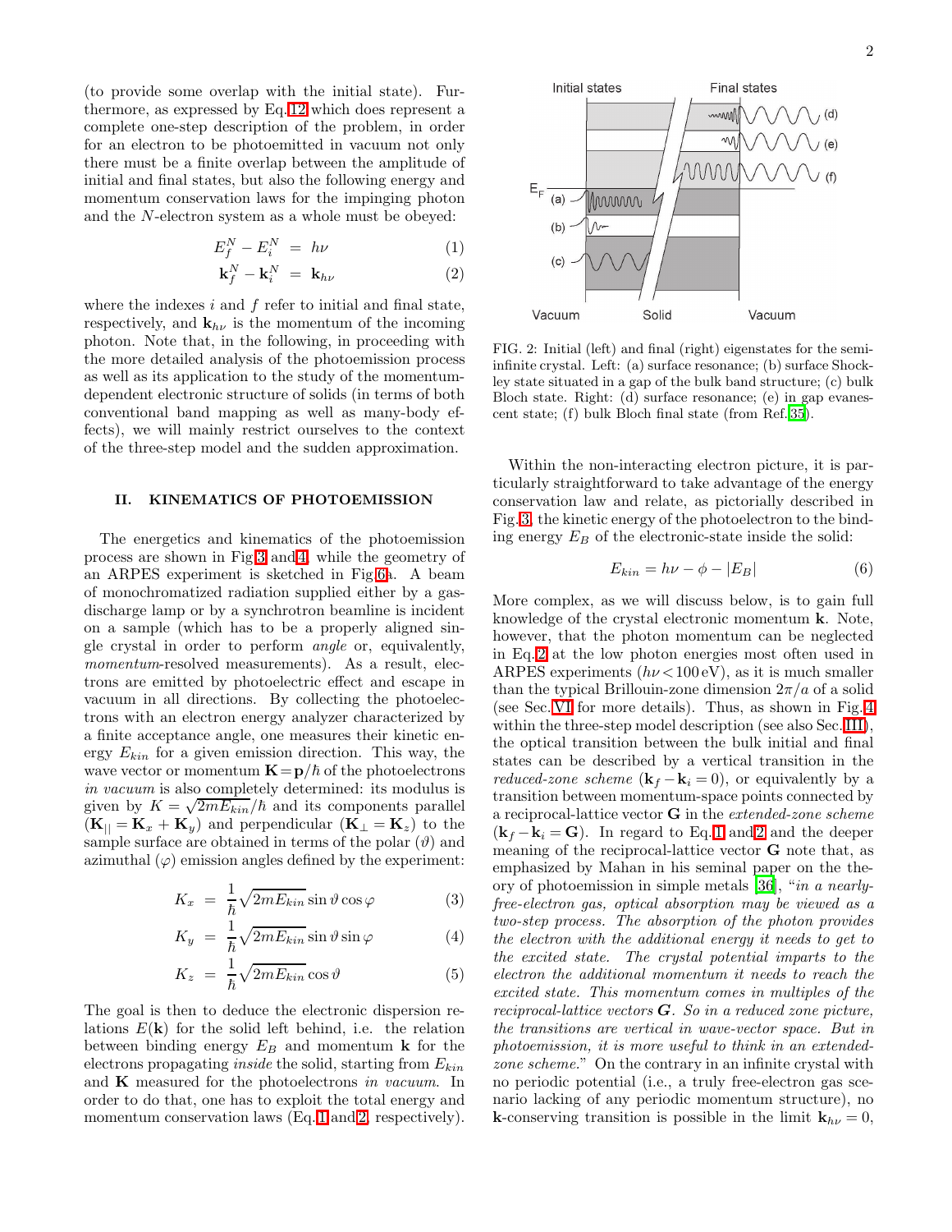(to provide some overlap with the initial state). Furthermore, as expressed by Eq. 12 which does represent a complete one-step description of the problem, in order for an electron to be photoemitted in vacuum not only there must be a finite overlap between the amplitude of initial and final states, but also the following energy and momentum conservation laws for the impinging photon and the $N$-electron system as a whole must be obeyed:

$$E_f^N - E_i^N = h\nu \quad (1)$$

$$\mathbf{k}_f^N - \mathbf{k}_i^N = \mathbf{k}_{h\nu} \quad (2)$$

where the indexes $i$ and $f$ refer to initial and final state, respectively, and $\mathbf{k}_{h\nu}$ is the momentum of the incoming photon. Note that, in the following, in proceeding with the more detailed analysis of the photoemission process as well as its application to the study of the momentum-dependent electronic structure of solids (in terms of both conventional band mapping as well as many-body effects), we will mainly restrict ourselves to the context of the three-step model and the sudden approximation.

## II. KINEMATICS OF PHOTOEMISSION

The energetics and kinematics of the photoemission process are shown in Fig. 3 and 4, while the geometry of an ARPES experiment is sketched in Fig. 6a. A beam of monochromatized radiation supplied either by a gas-discharge lamp or by a synchrotron beamline is incident on a sample (which has to be a properly aligned single crystal in order to perform *angle* or, equivalently, *momentum*-resolved measurements). As a result, electrons are emitted by photoelectric effect and escape in vacuum in all directions. By collecting the photoelectrons with an electron energy analyzer characterized by a finite acceptance angle, one measures their kinetic energy $E_{kin}$ for a given emission direction. This way, the wave vector or momentum $\mathbf{K} = \mathbf{p}/\hbar$ of the photoelectrons *in vacuum* is also completely determined: its modulus is given by $K = \sqrt{2mE_{kin}}/\hbar$ and its components parallel ($\mathbf{K}_{||} = \mathbf{K}_x + \mathbf{K}_y$) and perpendicular ($\mathbf{K}_{\perp} = \mathbf{K}_z$) to the sample surface are obtained in terms of the polar ($\vartheta$) and azimuthal ($\varphi$) emission angles defined by the experiment:

$$K_x = \frac{1}{\hbar}\sqrt{2mE_{kin}}\sin\vartheta\cos\varphi \quad (3)$$

$$K_y = \frac{1}{\hbar}\sqrt{2mE_{kin}}\sin\vartheta\sin\varphi \quad (4)$$

$$K_z = \frac{1}{\hbar}\sqrt{2mE_{kin}}\cos\vartheta \quad (5)$$

The goal is then to deduce the electronic dispersion relations $E(\mathbf{k})$ for the solid left behind, i.e. the relation between binding energy $E_B$ and momentum $\mathbf{k}$ for the electrons propagating *inside* the solid, starting from $E_{kin}$ and $\mathbf{K}$ measured for the photoelectrons *in vacuum*. In order to do that, one has to exploit the total energy and momentum conservation laws (Eq. 1 and 2, respectively).

FIG. 2: Initial (left) and final (right) eigenstates for the semi-infinite crystal. Left: (a) surface resonance; (b) surface Shockley state situated in a gap of the bulk band structure; (c) bulk Bloch state. Right: (d) surface resonance; (e) in gap evanescent state; (f) bulk Bloch final state (from Ref. 35).

Within the non-interacting electron picture, it is particularly straightforward to take advantage of the energy conservation law and relate, as pictorially described in Fig. 3, the kinetic energy of the photoelectron to the binding energy $E_B$ of the electronic-state inside the solid:

$$E_{kin} = h\nu - \phi - |E_B| \quad (6)$$

More complex, as we will discuss below, is to gain full knowledge of the crystal electronic momentum $\mathbf{k}$. Note, however, that the photon momentum can be neglected in Eq. 2 at the low photon energies most often used in ARPES experiments ($h\nu < 100\,\text{eV}$), as it is much smaller than the typical Brillouin-zone dimension $2\pi/a$ of a solid (see Sec. VI for more details). Thus, as shown in Fig. 4 within the three-step model description (see also Sec. III), the optical transition between the bulk initial and final states can be described by a vertical transition in the *reduced-zone scheme* ($\mathbf{k}_f - \mathbf{k}_i = 0$), or equivalently by a transition between momentum-space points connected by a reciprocal-lattice vector $\mathbf{G}$ in the *extended-zone scheme* ($\mathbf{k}_f - \mathbf{k}_i = \mathbf{G}$). In regard to Eq. 1 and 2 and the deeper meaning of the reciprocal-lattice vector $\mathbf{G}$ note that, as emphasized by Mahan in his seminal paper on the theory of photoemission in simple metals [36], "*in a nearly-free-electron gas, optical absorption may be viewed as a two-step process. The absorption of the photon provides the electron with the additional energy it needs to get to the excited state. The crystal potential imparts to the electron the additional momentum it needs to reach the excited state. This momentum comes in multiples of the reciprocal-lattice vectors* $\boldsymbol{G}$. *So in a reduced zone picture, the transitions are vertical in wave-vector space. But in photoemission, it is more useful to think in an extended-zone scheme.*" On the contrary in an infinite crystal with no periodic potential (i.e., a truly free-electron gas scenario lacking of any periodic momentum structure), no $\mathbf{k}$-conserving transition is possible in the limit $\mathbf{k}_{h\nu} = 0$,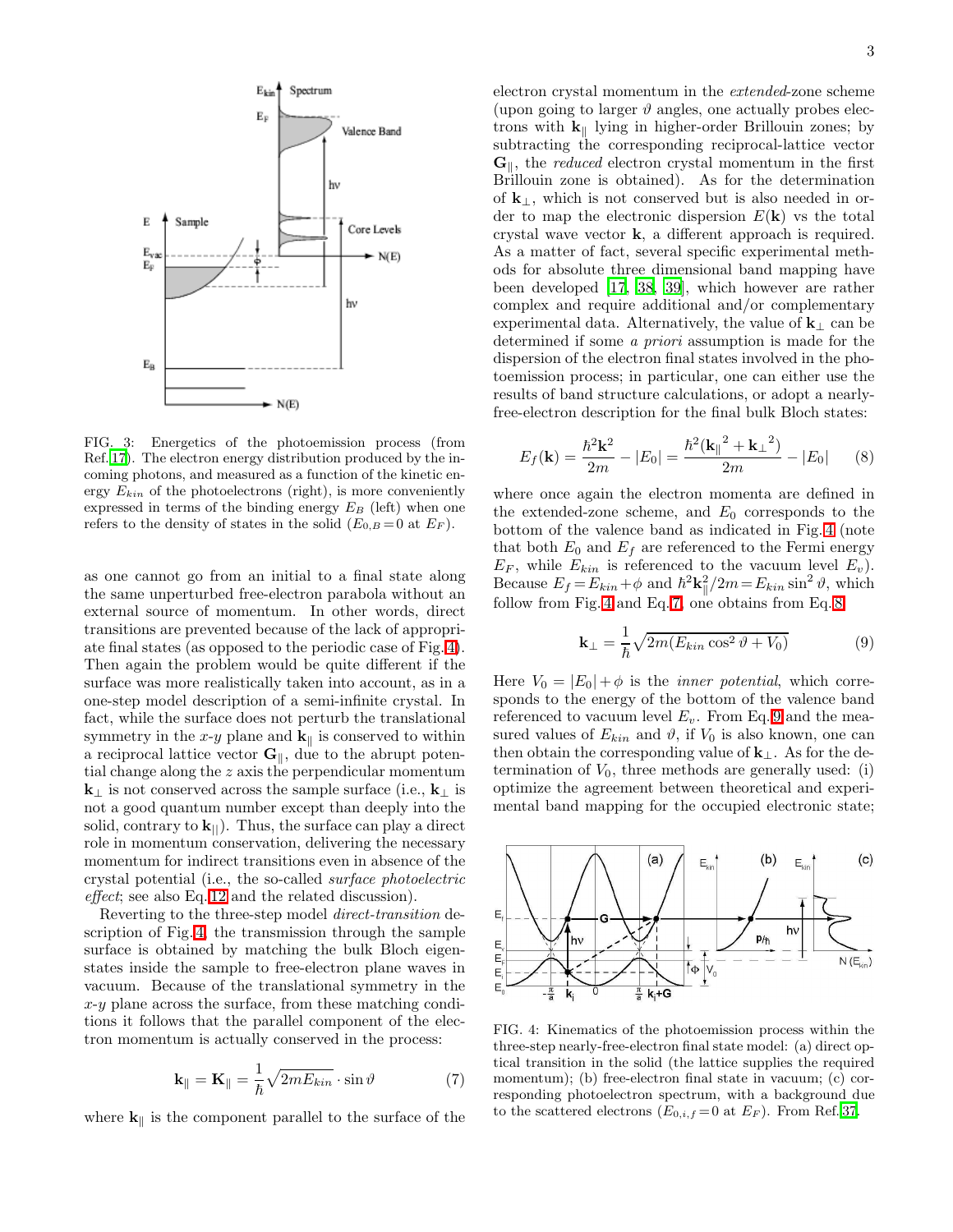FIG. 3: Energetics of the photoemission process (from Ref.[17]). The electron energy distribution produced by the incoming photons, and measured as a function of the kinetic energy $E_{kin}$ of the photoelectrons (right), is more conveniently expressed in terms of the binding energy $E_B$ (left) when one refers to the density of states in the solid ($E_{0,B}=0$ at $E_F$).

as one cannot go from an initial to a final state along the same unperturbed free-electron parabola without an external source of momentum. In other words, direct transitions are prevented because of the lack of appropriate final states (as opposed to the periodic case of Fig.4). Then again the problem would be quite different if the surface was more realistically taken into account, as in a one-step model description of a semi-infinite crystal. In fact, while the surface does not perturb the translational symmetry in the $x$-$y$ plane and $\mathbf{k}_\parallel$ is conserved to within a reciprocal lattice vector $\mathbf{G}_\parallel$, due to the abrupt potential change along the $z$ axis the perpendicular momentum $\mathbf{k}_\perp$ is not conserved across the sample surface (i.e., $\mathbf{k}_\perp$ is not a good quantum number except than deeply into the solid, contrary to $\mathbf{k}_{||}$). Thus, the surface can play a direct role in momentum conservation, delivering the necessary momentum for indirect transitions even in absence of the crystal potential (i.e., the so-called *surface photoelectric effect*; see also Eq.12 and the related discussion).

Reverting to the three-step model *direct-transition* description of Fig.4, the transmission through the sample surface is obtained by matching the bulk Bloch eigenstates inside the sample to free-electron plane waves in vacuum. Because of the translational symmetry in the $x$-$y$ plane across the surface, from these matching conditions it follows that the parallel component of the electron momentum is actually conserved in the process:

$$\mathbf{k}_\parallel = \mathbf{K}_\parallel = \frac{1}{\hbar}\sqrt{2mE_{kin}} \cdot \sin\vartheta \tag{7}$$

where $\mathbf{k}_\parallel$ is the component parallel to the surface of the electron crystal momentum in the *extended*-zone scheme (upon going to larger $\vartheta$ angles, one actually probes electrons with $\mathbf{k}_\parallel$ lying in higher-order Brillouin zones; by subtracting the corresponding reciprocal-lattice vector $\mathbf{G}_\parallel$, the *reduced* electron crystal momentum in the first Brillouin zone is obtained). As for the determination of $\mathbf{k}_\perp$, which is not conserved but is also needed in order to map the electronic dispersion $E(\mathbf{k})$ vs the total crystal wave vector $\mathbf{k}$, a different approach is required. As a matter of fact, several specific experimental methods for absolute three dimensional band mapping have been developed [17, 38, 39], which however are rather complex and require additional and/or complementary experimental data. Alternatively, the value of $\mathbf{k}_\perp$ can be determined if some *a priori* assumption is made for the dispersion of the electron final states involved in the photoemission process; in particular, one can either use the results of band structure calculations, or adopt a nearly-free-electron description for the final bulk Bloch states:

$$E_f(\mathbf{k}) = \frac{\hbar^2\mathbf{k}^2}{2m} - |E_0| = \frac{\hbar^2({\mathbf{k}_\parallel}^2 + {\mathbf{k}_\perp}^2)}{2m} - |E_0| \tag{8}$$

where once again the electron momenta are defined in the extended-zone scheme, and $E_0$ corresponds to the bottom of the valence band as indicated in Fig.4 (note that both $E_0$ and $E_f$ are referenced to the Fermi energy $E_F$, while $E_{kin}$ is referenced to the vacuum level $E_v$). Because $E_f = E_{kin} + \phi$ and $\hbar^2\mathbf{k}_\parallel^2/2m = E_{kin}\sin^2\vartheta$, which follow from Fig.4 and Eq.7, one obtains from Eq.8:

$$\mathbf{k}_\perp = \frac{1}{\hbar}\sqrt{2m(E_{kin}\cos^2\vartheta + V_0)} \tag{9}$$

Here $V_0 = |E_0| + \phi$ is the *inner potential*, which corresponds to the energy of the bottom of the valence band referenced to vacuum level $E_v$. From Eq.9 and the measured values of $E_{kin}$ and $\vartheta$, if $V_0$ is also known, one can then obtain the corresponding value of $\mathbf{k}_\perp$. As for the determination of $V_0$, three methods are generally used: (i) optimize the agreement between theoretical and experimental band mapping for the occupied electronic state;

FIG. 4: Kinematics of the photoemission process within the three-step nearly-free-electron final state model: (a) direct optical transition in the solid (the lattice supplies the required momentum); (b) free-electron final state in vacuum; (c) corresponding photoelectron spectrum, with a background due to the scattered electrons ($E_{0,i,f}=0$ at $E_F$). From Ref.[37].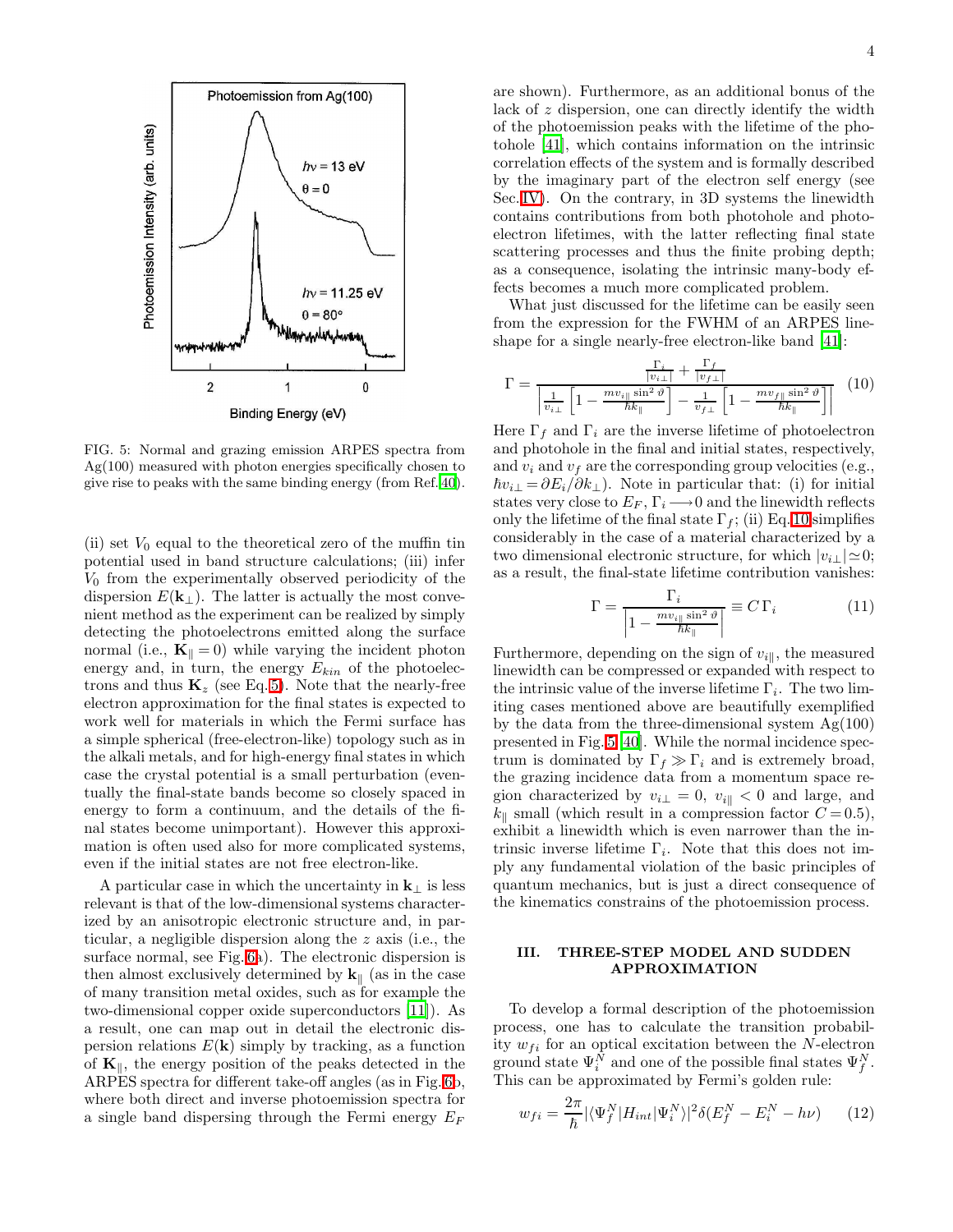FIG. 5: Normal and grazing emission ARPES spectra from Ag(100) measured with photon energies specifically chosen to give rise to peaks with the same binding energy (from Ref.[40]).

(ii) set $V_0$ equal to the theoretical zero of the muffin tin potential used in band structure calculations; (iii) infer $V_0$ from the experimentally observed periodicity of the dispersion $E(\mathbf{k}_\perp)$. The latter is actually the most convenient method as the experiment can be realized by simply detecting the photoelectrons emitted along the surface normal (i.e., $\mathbf{K}_\parallel = 0$) while varying the incident photon energy and, in turn, the energy $E_{kin}$ of the photoelectrons and thus $\mathbf{K}_z$ (see Eq.5). Note that the nearly-free electron approximation for the final states is expected to work well for materials in which the Fermi surface has a simple spherical (free-electron-like) topology such as in the alkali metals, and for high-energy final states in which case the crystal potential is a small perturbation (eventually the final-state bands become so closely spaced in energy to form a continuum, and the details of the final states become unimportant). However this approximation is often used also for more complicated systems, even if the initial states are not free electron-like.

A particular case in which the uncertainty in $\mathbf{k}_\perp$ is less relevant is that of the low-dimensional systems characterized by an anisotropic electronic structure and, in particular, a negligible dispersion along the $z$ axis (i.e., the surface normal, see Fig.6a). The electronic dispersion is then almost exclusively determined by $\mathbf{k}_\parallel$ (as in the case of many transition metal oxides, such as for example the two-dimensional copper oxide superconductors [11]). As a result, one can map out in detail the electronic dispersion relations $E(\mathbf{k})$ simply by tracking, as a function of $\mathbf{K}_\parallel$, the energy position of the peaks detected in the ARPES spectra for different take-off angles (as in Fig.6b, where both direct and inverse photoemission spectra for a single band dispersing through the Fermi energy $E_F$ are shown). Furthermore, as an additional bonus of the lack of $z$ dispersion, one can directly identify the width of the photoemission peaks with the lifetime of the photohole [41], which contains information on the intrinsic correlation effects of the system and is formally described by the imaginary part of the electron self energy (see Sec.IV). On the contrary, in 3D systems the linewidth contains contributions from both photohole and photoelectron lifetimes, with the latter reflecting final state scattering processes and thus the finite probing depth; as a consequence, isolating the intrinsic many-body effects becomes a much more complicated problem.

What just discussed for the lifetime can be easily seen from the expression for the FWHM of an ARPES lineshape for a single nearly-free electron-like band [41]:

$$\Gamma = \frac{\frac{\Gamma_i}{|v_{i\perp}|} + \frac{\Gamma_f}{|v_{f\perp}|}}{\left| \frac{1}{v_{i\perp}} \left[ 1 - \frac{m v_{i\parallel} \sin^2 \vartheta}{\hbar k_\parallel} \right] - \frac{1}{v_{f\perp}} \left[ 1 - \frac{m v_{f\parallel} \sin^2 \vartheta}{\hbar k_\parallel} \right] \right|} \quad (10)$$

Here $\Gamma_f$ and $\Gamma_i$ are the inverse lifetime of photoelectron and photohole in the final and initial states, respectively, and $v_i$ and $v_f$ are the corresponding group velocities (e.g., $\hbar v_{i\perp} = \partial E_i / \partial k_\perp$). Note in particular that: (i) for initial states very close to $E_F$, $\Gamma_i \longrightarrow 0$ and the linewidth reflects only the lifetime of the final state $\Gamma_f$; (ii) Eq.10 simplifies considerably in the case of a material characterized by a two dimensional electronic structure, for which $|v_{i\perp}| \simeq 0$; as a result, the final-state lifetime contribution vanishes:

$$\Gamma = \frac{\Gamma_i}{\left| 1 - \frac{m v_{i\parallel} \sin^2 \vartheta}{\hbar k_\parallel} \right|} \equiv C\,\Gamma_i \quad (11)$$

Furthermore, depending on the sign of $v_{i\parallel}$, the measured linewidth can be compressed or expanded with respect to the intrinsic value of the inverse lifetime $\Gamma_i$. The two limiting cases mentioned above are beautifully exemplified by the data from the three-dimensional system Ag(100) presented in Fig.5 [40]. While the normal incidence spectrum is dominated by $\Gamma_f \gg \Gamma_i$ and is extremely broad, the grazing incidence data from a momentum space region characterized by $v_{i\perp} = 0$, $v_{i\parallel} < 0$ and large, and $k_\parallel$ small (which result in a compression factor $C = 0.5$), exhibit a linewidth which is even narrower than the intrinsic inverse lifetime $\Gamma_i$. Note that this does not imply any fundamental violation of the basic principles of quantum mechanics, but is just a direct consequence of the kinematics constrains of the photoemission process.

## III. THREE-STEP MODEL AND SUDDEN APPROXIMATION

To develop a formal description of the photoemission process, one has to calculate the transition probability $w_{fi}$ for an optical excitation between the $N$-electron ground state $\Psi_i^N$ and one of the possible final states $\Psi_f^N$. This can be approximated by Fermi's golden rule:

$$w_{fi} = \frac{2\pi}{\hbar} |\langle \Psi_f^N | H_{int} | \Psi_i^N \rangle|^2 \delta(E_f^N - E_i^N - h\nu) \quad (12)$$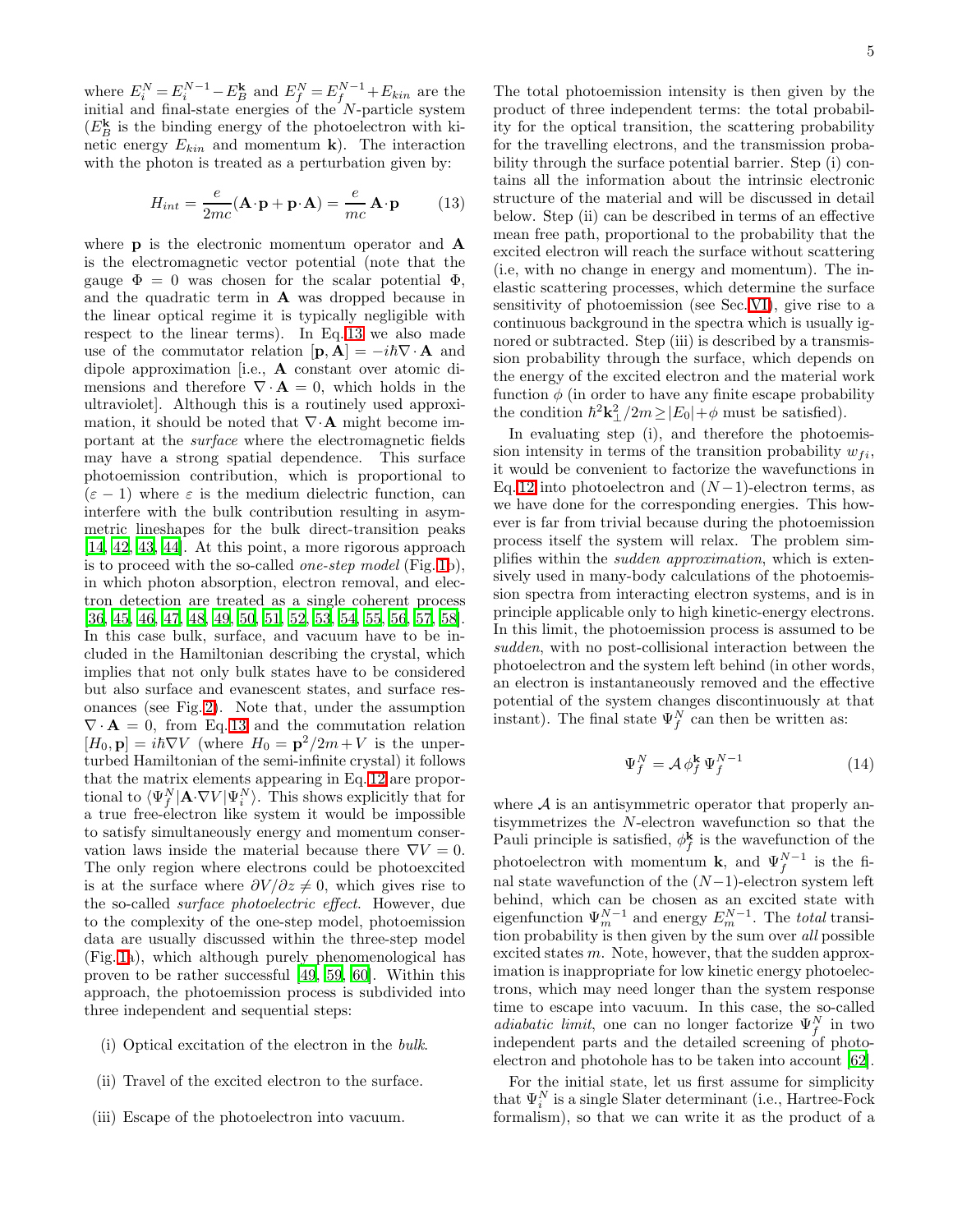where $E_i^N = E_i^{N-1} - E_B^{\mathbf{k}}$ and $E_f^N = E_f^{N-1} + E_{kin}$ are the initial and final-state energies of the $N$-particle system ($E_B^{\mathbf{k}}$ is the binding energy of the photoelectron with kinetic energy $E_{kin}$ and momentum $\mathbf{k}$). The interaction with the photon is treated as a perturbation given by:

$$H_{int} = \frac{e}{2mc}(\mathbf{A}\cdot\mathbf{p} + \mathbf{p}\cdot\mathbf{A}) = \frac{e}{mc}\,\mathbf{A}\cdot\mathbf{p} \tag{13}$$

where $\mathbf{p}$ is the electronic momentum operator and $\mathbf{A}$ is the electromagnetic vector potential (note that the gauge $\Phi = 0$ was chosen for the scalar potential $\Phi$, and the quadratic term in $\mathbf{A}$ was dropped because in the linear optical regime it is typically negligible with respect to the linear terms). In Eq. 13 we also made use of the commutator relation $[\mathbf{p}, \mathbf{A}] = -i\hbar\nabla\cdot\mathbf{A}$ and dipole approximation [i.e., $\mathbf{A}$ constant over atomic dimensions and therefore $\nabla\cdot\mathbf{A} = 0$, which holds in the ultraviolet]. Although this is a routinely used approximation, it should be noted that $\nabla\cdot\mathbf{A}$ might become important at the *surface* where the electromagnetic fields may have a strong spatial dependence. This surface photoemission contribution, which is proportional to $(\varepsilon - 1)$ where $\varepsilon$ is the medium dielectric function, can interfere with the bulk contribution resulting in asymmetric lineshapes for the bulk direct-transition peaks [14, 42, 43, 44]. At this point, a more rigorous approach is to proceed with the so-called *one-step model* (Fig. 1b), in which photon absorption, electron removal, and electron detection are treated as a single coherent process [36, 45, 46, 47, 48, 49, 50, 51, 52, 53, 54, 55, 56, 57, 58]. In this case bulk, surface, and vacuum have to be included in the Hamiltonian describing the crystal, which implies that not only bulk states have to be considered but also surface and evanescent states, and surface resonances (see Fig. 2). Note that, under the assumption $\nabla\cdot\mathbf{A} = 0$, from Eq. 13 and the commutation relation $[H_0, \mathbf{p}] = i\hbar\nabla V$ (where $H_0 = \mathbf{p}^2/2m + V$ is the unperturbed Hamiltonian of the semi-infinite crystal) it follows that the matrix elements appearing in Eq. 12 are proportional to $\langle\Psi_f^N|\mathbf{A}\cdot\nabla V|\Psi_i^N\rangle$. This shows explicitly that for a true free-electron like system it would be impossible to satisfy simultaneously energy and momentum conservation laws inside the material because there $\nabla V = 0$. The only region where electrons could be photoexcited is at the surface where $\partial V/\partial z \neq 0$, which gives rise to the so-called *surface photoelectric effect*. However, due to the complexity of the one-step model, photoemission data are usually discussed within the three-step model (Fig. 1a), which although purely phenomenological has proven to be rather successful [49, 59, 60]. Within this approach, the photoemission process is subdivided into three independent and sequential steps:

(i) Optical excitation of the electron in the *bulk*.

(ii) Travel of the excited electron to the surface.

(iii) Escape of the photoelectron into vacuum.

The total photoemission intensity is then given by the product of three independent terms: the total probability for the optical transition, the scattering probability for the travelling electrons, and the transmission probability through the surface potential barrier. Step (i) contains all the information about the intrinsic electronic structure of the material and will be discussed in detail below. Step (ii) can be described in terms of an effective mean free path, proportional to the probability that the excited electron will reach the surface without scattering (i.e, with no change in energy and momentum). The inelastic scattering processes, which determine the surface sensitivity of photoemission (see Sec. VI), give rise to a continuous background in the spectra which is usually ignored or subtracted. Step (iii) is described by a transmission probability through the surface, which depends on the energy of the excited electron and the material work function $\phi$ (in order to have any finite escape probability the condition $\hbar^2\mathbf{k}_\perp^2/2m \geq |E_0| + \phi$ must be satisfied).

In evaluating step (i), and therefore the photoemission intensity in terms of the transition probability $w_{fi}$, it would be convenient to factorize the wavefunctions in Eq. 12 into photoelectron and $(N-1)$-electron terms, as we have done for the corresponding energies. This however is far from trivial because during the photoemission process itself the system will relax. The problem simplifies within the *sudden approximation*, which is extensively used in many-body calculations of the photoemission spectra from interacting electron systems, and is in principle applicable only to high kinetic-energy electrons. In this limit, the photoemission process is assumed to be *sudden*, with no post-collisional interaction between the photoelectron and the system left behind (in other words, an electron is instantaneously removed and the effective potential of the system changes discontinuously at that instant). The final state $\Psi_f^N$ can then be written as:

$$\Psi_f^N = \mathcal{A}\,\phi_f^{\mathbf{k}}\,\Psi_f^{N-1} \tag{14}$$

where $\mathcal{A}$ is an antisymmetric operator that properly antisymmetrizes the $N$-electron wavefunction so that the Pauli principle is satisfied, $\phi_f^{\mathbf{k}}$ is the wavefunction of the photoelectron with momentum $\mathbf{k}$, and $\Psi_f^{N-1}$ is the final state wavefunction of the $(N-1)$-electron system left behind, which can be chosen as an excited state with eigenfunction $\Psi_m^{N-1}$ and energy $E_m^{N-1}$. The *total* transition probability is then given by the sum over *all* possible excited states $m$. Note, however, that the sudden approximation is inappropriate for low kinetic energy photoelectrons, which may need longer than the system response time to escape into vacuum. In this case, the so-called *adiabatic limit*, one can no longer factorize $\Psi_f^N$ in two independent parts and the detailed screening of photoelectron and photohole has to be taken into account [62].

For the initial state, let us first assume for simplicity that $\Psi_i^N$ is a single Slater determinant (i.e., Hartree-Fock formalism), so that we can write it as the product of a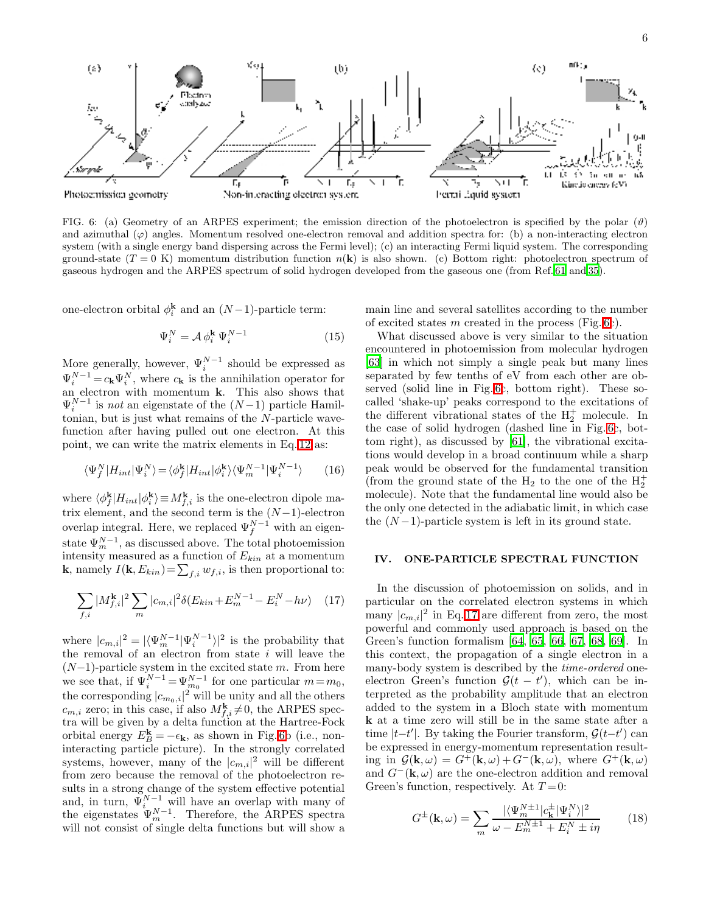FIG. 6: (a) Geometry of an ARPES experiment; the emission direction of the photoelectron is specified by the polar ($\vartheta$) and azimuthal ($\varphi$) angles. Momentum resolved one-electron removal and addition spectra for: (b) a non-interacting electron system (with a single energy band dispersing across the Fermi level); (c) an interacting Fermi liquid system. The corresponding ground-state ($T=0$ K) momentum distribution function $n(\mathbf{k})$ is also shown. (c) Bottom right: photoelectron spectrum of gaseous hydrogen and the ARPES spectrum of solid hydrogen developed from the gaseous one (from Ref. 61 and 35).

one-electron orbital $\phi_i^{\mathbf{k}}$ and an $(N-1)$-particle term:

$$\Psi_i^N = \mathcal{A}\, \phi_i^{\mathbf{k}}\, \Psi_i^{N-1} \tag{15}$$

More generally, however, $\Psi_i^{N-1}$ should be expressed as $\Psi_i^{N-1} = c_{\mathbf{k}} \Psi_i^N$, where $c_{\mathbf{k}}$ is the annihilation operator for an electron with momentum $\mathbf{k}$. This also shows that $\Psi_i^{N-1}$ is *not* an eigenstate of the $(N-1)$ particle Hamiltonian, but is just what remains of the $N$-particle wavefunction after having pulled out one electron. At this point, we can write the matrix elements in Eq. 12 as:

$$\langle \Psi_f^N | H_{int} | \Psi_i^N \rangle = \langle \phi_f^{\mathbf{k}} | H_{int} | \phi_i^{\mathbf{k}} \rangle \langle \Psi_m^{N-1} | \Psi_i^{N-1} \rangle \tag{16}$$

where $\langle \phi_f^{\mathbf{k}} | H_{int} | \phi_i^{\mathbf{k}} \rangle \equiv M_{f,i}^{\mathbf{k}}$ is the one-electron dipole matrix element, and the second term is the $(N-1)$-electron overlap integral. Here, we replaced $\Psi_f^{N-1}$ with an eigenstate $\Psi_m^{N-1}$, as discussed above. The total photoemission intensity measured as a function of $E_{kin}$ at a momentum $\mathbf{k}$, namely $I(\mathbf{k}, E_{kin}) = \sum_{f,i} w_{f,i}$, is then proportional to:

$$\sum_{f,i} |M_{f,i}^{\mathbf{k}}|^2 \sum_m |c_{m,i}|^2 \delta(E_{kin} + E_m^{N-1} - E_i^N - h\nu) \tag{17}$$

where $|c_{m,i}|^2 = |\langle \Psi_m^{N-1} | \Psi_i^{N-1} \rangle|^2$ is the probability that the removal of an electron from state $i$ will leave the $(N-1)$-particle system in the excited state $m$. From here we see that, if $\Psi_i^{N-1} = \Psi_{m_0}^{N-1}$ for one particular $m = m_0$, the corresponding $|c_{m_0,i}|^2$ will be unity and all the others $c_{m,i}$ zero; in this case, if also $M_{f,i}^{\mathbf{k}} \neq 0$, the ARPES spectra will be given by a delta function at the Hartree-Fock orbital energy $E_B^{\mathbf{k}} = -\epsilon_{\mathbf{k}}$, as shown in Fig. 6b (i.e., non-interacting particle picture). In the strongly correlated systems, however, many of the $|c_{m,i}|^2$ will be different from zero because the removal of the photoelectron results in a strong change of the system effective potential and, in turn, $\Psi_i^{N-1}$ will have an overlap with many of the eigenstates $\Psi_m^{N-1}$. Therefore, the ARPES spectra will not consist of single delta functions but will show a main line and several satellites according to the number of excited states $m$ created in the process (Fig. 6c).

What discussed above is very similar to the situation encountered in photoemission from molecular hydrogen [63] in which not simply a single peak but many lines separated by few tenths of eV from each other are observed (solid line in Fig. 6c, bottom right). These so-called 'shake-up' peaks correspond to the excitations of the different vibrational states of the $H_2^+$ molecule. In the case of solid hydrogen (dashed line in Fig. 6c, bottom right), as discussed by [61], the vibrational excitations would develop in a broad continuum while a sharp peak would be observed for the fundamental transition (from the ground state of the $H_2$ to the one of the $H_2^+$ molecule). Note that the fundamental line would also be the only one detected in the adiabatic limit, in which case the $(N-1)$-particle system is left in its ground state.

## IV. ONE-PARTICLE SPECTRAL FUNCTION

In the discussion of photoemission on solids, and in particular on the correlated electron systems in which many $|c_{m,i}|^2$ in Eq. 17 are different from zero, the most powerful and commonly used approach is based on the Green's function formalism [64, 65, 66, 67, 68, 69]. In this context, the propagation of a single electron in a many-body system is described by the *time-ordered* one-electron Green's function $\mathcal{G}(t-t')$, which can be interpreted as the probability amplitude that an electron added to the system in a Bloch state with momentum $\mathbf{k}$ at a time zero will still be in the same state after a time $|t-t'|$. By taking the Fourier transform, $\mathcal{G}(t-t')$ can be expressed in energy-momentum representation resulting in $\mathcal{G}(\mathbf{k},\omega) = G^+(\mathbf{k},\omega) + G^-(\mathbf{k},\omega)$, where $G^+(\mathbf{k},\omega)$ and $G^-(\mathbf{k},\omega)$ are the one-electron addition and removal Green's function, respectively. At $T=0$:

$$G^{\pm}(\mathbf{k},\omega) = \sum_m \frac{|\langle \Psi_m^{N\pm1} | c_{\mathbf{k}}^{\pm} | \Psi_i^N \rangle|^2}{\omega - E_m^{N\pm1} + E_i^N \pm i\eta} \tag{18}$$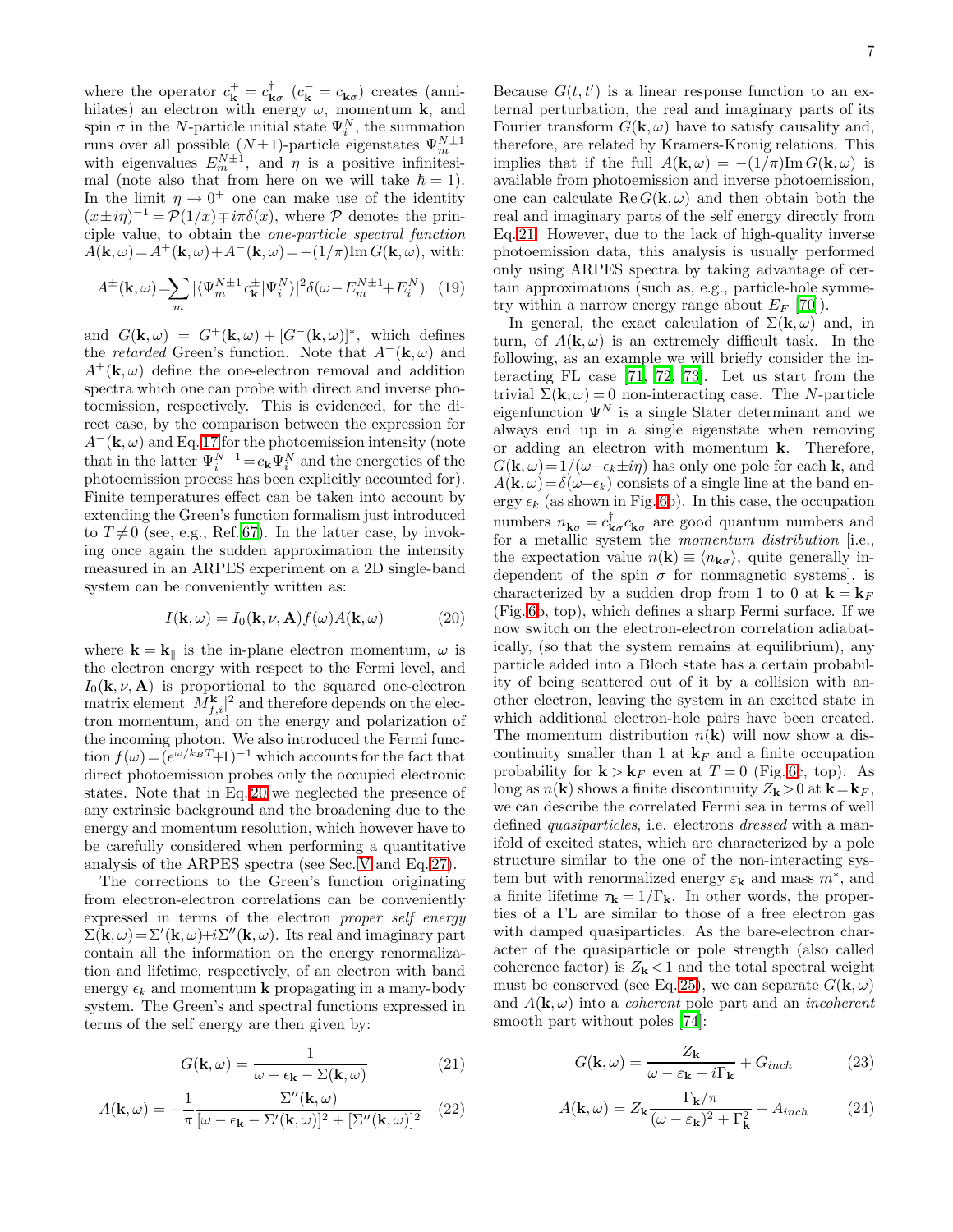where the operator $c_{\mathbf{k}}^{+} = c_{\mathbf{k}\sigma}^{\dagger}$ ($c_{\mathbf{k}}^{-} = c_{\mathbf{k}\sigma}$) creates (annihilates) an electron with energy $\omega$, momentum $\mathbf{k}$, and spin $\sigma$ in the $N$-particle initial state $\Psi_i^N$, the summation runs over all possible ($N\pm1$)-particle eigenstates $\Psi_m^{N\pm1}$ with eigenvalues $E_m^{N\pm1}$, and $\eta$ is a positive infinitesimal (note also that from here on we will take $\hbar = 1$). In the limit $\eta \to 0^+$ one can make use of the identity $(x \pm i\eta)^{-1} = \mathcal{P}(1/x) \mp i\pi\delta(x)$, where $\mathcal{P}$ denotes the principle value, to obtain the *one-particle spectral function* $A(\mathbf{k},\omega) = A^+(\mathbf{k},\omega) + A^-(\mathbf{k},\omega) = -(1/\pi)\mathrm{Im}\, G(\mathbf{k},\omega)$, with:

$$A^{\pm}(\mathbf{k},\omega) = \sum_m |\langle \Psi_m^{N\pm1}|c_{\mathbf{k}}^{\pm}|\Psi_i^N\rangle|^2 \delta(\omega - E_m^{N\pm1} + E_i^N) \quad (19)$$

and $G(\mathbf{k},\omega) = G^+(\mathbf{k},\omega) + [G^-(\mathbf{k},\omega)]^*$, which defines the *retarded* Green's function. Note that $A^-(\mathbf{k},\omega)$ and $A^+(\mathbf{k},\omega)$ define the one-electron removal and addition spectra which one can probe with direct and inverse photoemission, respectively. This is evidenced, for the direct case, by the comparison between the expression for $A^-(\mathbf{k},\omega)$ and Eq. 17 for the photoemission intensity (note that in the latter $\Psi_i^{N-1} = c_{\mathbf{k}}\Psi_i^N$ and the energetics of the photoemission process has been explicitly accounted for). Finite temperatures effect can be taken into account by extending the Green's function formalism just introduced to $T \neq 0$ (see, e.g., Ref. [67]). In the latter case, by invoking once again the sudden approximation the intensity measured in an ARPES experiment on a 2D single-band system can be conveniently written as:

$$I(\mathbf{k},\omega) = I_0(\mathbf{k},\nu,\mathbf{A}) f(\omega) A(\mathbf{k},\omega) \quad (20)$$

where $\mathbf{k} = \mathbf{k}_\parallel$ is the in-plane electron momentum, $\omega$ is the electron energy with respect to the Fermi level, and $I_0(\mathbf{k},\nu,\mathbf{A})$ is proportional to the squared one-electron matrix element $|M_{f,i}^{\mathbf{k}}|^2$ and therefore depends on the electron momentum, and on the energy and polarization of the incoming photon. We also introduced the Fermi function $f(\omega) = (e^{\omega/k_BT}+1)^{-1}$ which accounts for the fact that direct photoemission probes only the occupied electronic states. Note that in Eq. 20 we neglected the presence of any extrinsic background and the broadening due to the energy and momentum resolution, which however have to be carefully considered when performing a quantitative analysis of the ARPES spectra (see Sec. V and Eq. 27).

The corrections to the Green's function originating from electron-electron correlations can be conveniently expressed in terms of the electron *proper self energy* $\Sigma(\mathbf{k},\omega) = \Sigma'(\mathbf{k},\omega) + i\Sigma''(\mathbf{k},\omega)$. Its real and imaginary part contain all the information on the energy renormalization and lifetime, respectively, of an electron with band energy $\epsilon_k$ and momentum $\mathbf{k}$ propagating in a many-body system. The Green's and spectral functions expressed in terms of the self energy are then given by:

$$G(\mathbf{k},\omega) = \frac{1}{\omega - \epsilon_{\mathbf{k}} - \Sigma(\mathbf{k},\omega)} \quad (21)$$

$$A(\mathbf{k},\omega) = -\frac{1}{\pi}\frac{\Sigma''(\mathbf{k},\omega)}{[\omega - \epsilon_{\mathbf{k}} - \Sigma'(\mathbf{k},\omega)]^2 + [\Sigma''(\mathbf{k},\omega)]^2} \quad (22)$$

Because $G(t,t')$ is a linear response function to an external perturbation, the real and imaginary parts of its Fourier transform $G(\mathbf{k},\omega)$ have to satisfy causality and, therefore, are related by Kramers-Kronig relations. This implies that if the full $A(\mathbf{k},\omega) = -(1/\pi)\mathrm{Im}\, G(\mathbf{k},\omega)$ is available from photoemission and inverse photoemission, one can calculate $\mathrm{Re}\, G(\mathbf{k},\omega)$ and then obtain both the real and imaginary parts of the self energy directly from Eq. 21. However, due to the lack of high-quality inverse photoemission data, this analysis is usually performed only using ARPES spectra by taking advantage of certain approximations (such as, e.g., particle-hole symmetry within a narrow energy range about $E_F$ [70]).

In general, the exact calculation of $\Sigma(\mathbf{k},\omega)$ and, in turn, of $A(\mathbf{k},\omega)$ is an extremely difficult task. In the following, as an example we will briefly consider the interacting FL case [71, 72, 73]. Let us start from the trivial $\Sigma(\mathbf{k},\omega) = 0$ non-interacting case. The $N$-particle eigenfunction $\Psi^N$ is a single Slater determinant and we always end up in a single eigenstate when removing or adding an electron with momentum $\mathbf{k}$. Therefore, $G(\mathbf{k},\omega) = 1/(\omega - \epsilon_k \pm i\eta)$ has only one pole for each $\mathbf{k}$, and $A(\mathbf{k},\omega) = \delta(\omega - \epsilon_k)$ consists of a single line at the band energy $\epsilon_k$ (as shown in Fig. 6b). In this case, the occupation numbers $n_{\mathbf{k}\sigma} = c_{\mathbf{k}\sigma}^{\dagger}c_{\mathbf{k}\sigma}$ are good quantum numbers and for a metallic system the *momentum distribution* [i.e., the expectation value $n(\mathbf{k}) \equiv \langle n_{\mathbf{k}\sigma}\rangle$, quite generally independent of the spin $\sigma$ for nonmagnetic systems], is characterized by a sudden drop from 1 to 0 at $\mathbf{k} = \mathbf{k}_F$ (Fig. 6b, top), which defines a sharp Fermi surface. If we now switch on the electron-electron correlation adiabatically, (so that the system remains at equilibrium), any particle added into a Bloch state has a certain probability of being scattered out of it by a collision with another electron, leaving the system in an excited state in which additional electron-hole pairs have been created. The momentum distribution $n(\mathbf{k})$ will now show a discontinuity smaller than 1 at $\mathbf{k}_F$ and a finite occupation probability for $\mathbf{k} > \mathbf{k}_F$ even at $T = 0$ (Fig. 6c, top). As long as $n(\mathbf{k})$ shows a finite discontinuity $Z_{\mathbf{k}} > 0$ at $\mathbf{k} = \mathbf{k}_F$, we can describe the correlated Fermi sea in terms of well defined *quasiparticles*, i.e. electrons *dressed* with a manifold of excited states, which are characterized by a pole structure similar to the one of the non-interacting system but with renormalized energy $\varepsilon_{\mathbf{k}}$ and mass $m^*$, and a finite lifetime $\tau_{\mathbf{k}} = 1/\Gamma_{\mathbf{k}}$. In other words, the properties of a FL are similar to those of a free electron gas with damped quasiparticles. As the bare-electron character of the quasiparticle or pole strength (also called coherence factor) is $Z_{\mathbf{k}} < 1$ and the total spectral weight must be conserved (see Eq. 25), we can separate $G(\mathbf{k},\omega)$ and $A(\mathbf{k},\omega)$ into a *coherent* pole part and an *incoherent* smooth part without poles [74]:

$$G(\mathbf{k},\omega) = \frac{Z_{\mathbf{k}}}{\omega - \varepsilon_{\mathbf{k}} + i\Gamma_{\mathbf{k}}} + G_{inch} \quad (23)$$

$$A(\mathbf{k},\omega) = Z_{\mathbf{k}}\frac{\Gamma_{\mathbf{k}}/\pi}{(\omega - \varepsilon_{\mathbf{k}})^2 + \Gamma_{\mathbf{k}}^2} + A_{inch} \quad (24)$$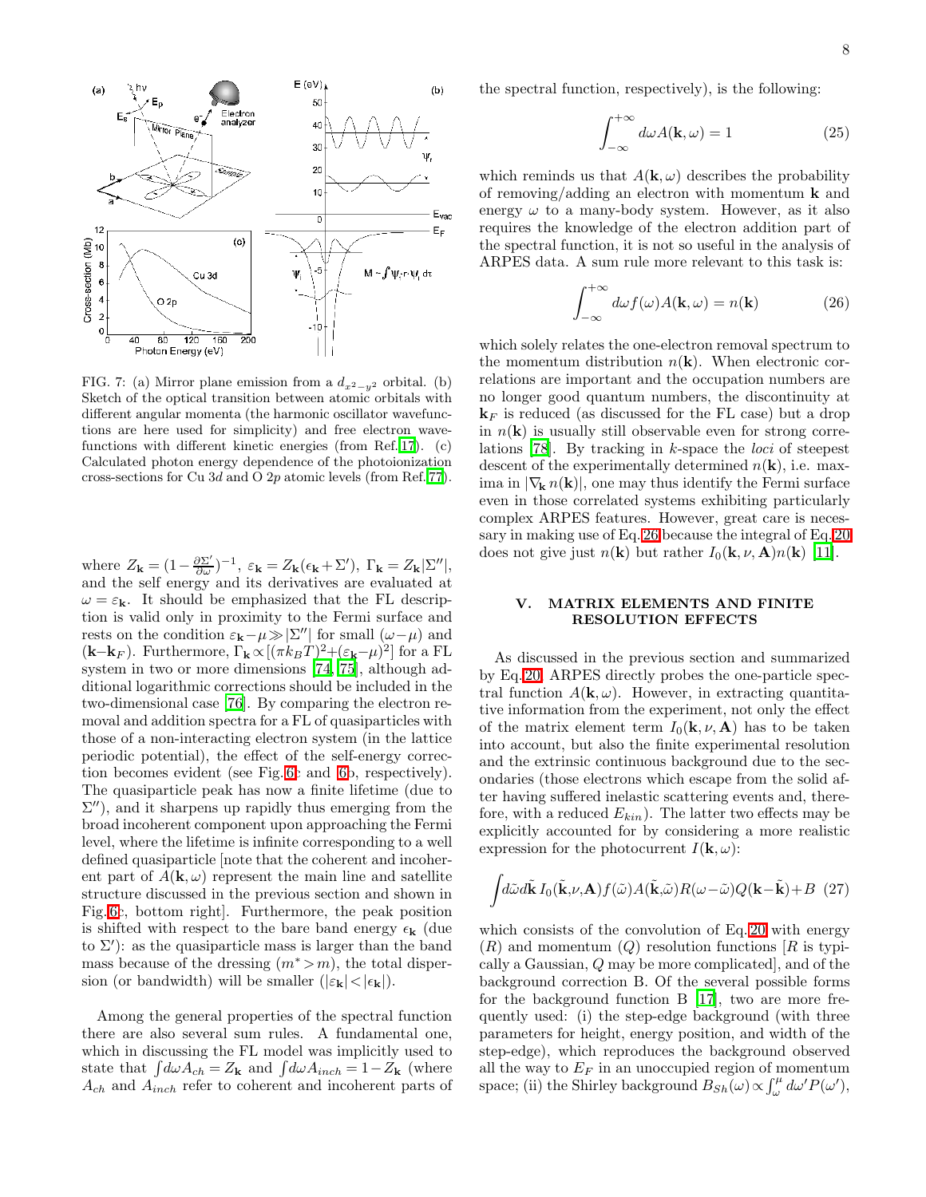FIG. 7: (a) Mirror plane emission from a $d_{x^2-y^2}$ orbital. (b) Sketch of the optical transition between atomic orbitals with different angular momenta (the harmonic oscillator wavefunctions are here used for simplicity) and free electron wavefunctions with different kinetic energies (from Ref.[17]). (c) Calculated photon energy dependence of the photoionization cross-sections for Cu 3$d$ and O 2$p$ atomic levels (from Ref.[77]).

where $Z_{\mathbf{k}}=(1-\frac{\partial\Sigma'}{\partial\omega})^{-1}$, $\varepsilon_{\mathbf{k}}=Z_{\mathbf{k}}(\epsilon_{\mathbf{k}}+\Sigma')$, $\Gamma_{\mathbf{k}}=Z_{\mathbf{k}}|\Sigma''|$, and the self energy and its derivatives are evaluated at $\omega=\varepsilon_{\mathbf{k}}$. It should be emphasized that the FL description is valid only in proximity to the Fermi surface and rests on the condition $\varepsilon_{\mathbf{k}}-\mu \gg |\Sigma''|$ for small $(\omega-\mu)$ and $(\mathbf{k}-\mathbf{k}_F)$. Furthermore, $\Gamma_{\mathbf{k}} \propto [(\pi k_B T)^2+(\varepsilon_{\mathbf{k}}-\mu)^2]$ for a FL system in two or more dimensions [74, 75], although additional logarithmic corrections should be included in the two-dimensional case [76]. By comparing the electron removal and addition spectra for a FL of quasiparticles with those of a non-interacting electron system (in the lattice periodic potential), the effect of the self-energy correction becomes evident (see Fig. 6c and 6b, respectively). The quasiparticle peak has now a finite lifetime (due to $\Sigma''$), and it sharpens up rapidly thus emerging from the broad incoherent component upon approaching the Fermi level, where the lifetime is infinite corresponding to a well defined quasiparticle [note that the coherent and incoherent part of $A(\mathbf{k},\omega)$ represent the main line and satellite structure discussed in the previous section and shown in Fig. 6c, bottom right]. Furthermore, the peak position is shifted with respect to the bare band energy $\epsilon_{\mathbf{k}}$ (due to $\Sigma'$): as the quasiparticle mass is larger than the band mass because of the dressing ($m^*>m$), the total dispersion (or bandwidth) will be smaller ($|\varepsilon_{\mathbf{k}}|<|\epsilon_{\mathbf{k}}|$).

Among the general properties of the spectral function there are also several sum rules. A fundamental one, which in discussing the FL model was implicitly used to state that $\int d\omega A_{ch}=Z_{\mathbf{k}}$ and $\int d\omega A_{inch}=1-Z_{\mathbf{k}}$ (where $A_{ch}$ and $A_{inch}$ refer to coherent and incoherent parts of the spectral function, respectively), is the following:

$$\int_{-\infty}^{+\infty} d\omega A(\mathbf{k},\omega)=1 \tag{25}$$

which reminds us that $A(\mathbf{k},\omega)$ describes the probability of removing/adding an electron with momentum $\mathbf{k}$ and energy $\omega$ to a many-body system. However, as it also requires the knowledge of the electron addition part of the spectral function, it is not so useful in the analysis of ARPES data. A sum rule more relevant to this task is:

$$\int_{-\infty}^{+\infty} d\omega f(\omega) A(\mathbf{k},\omega)=n(\mathbf{k}) \tag{26}$$

which solely relates the one-electron removal spectrum to the momentum distribution $n(\mathbf{k})$. When electronic correlations are important and the occupation numbers are no longer good quantum numbers, the discontinuity at $\mathbf{k}_F$ is reduced (as discussed for the FL case) but a drop in $n(\mathbf{k})$ is usually still observable even for strong correlations [78]. By tracking in $k$-space the *loci* of steepest descent of the experimentally determined $n(\mathbf{k})$, i.e. maxima in $|\nabla_{\mathbf{k}}\, n(\mathbf{k})|$, one may thus identify the Fermi surface even in those correlated systems exhibiting particularly complex ARPES features. However, great care is necessary in making use of Eq. 26 because the integral of Eq. 20 does not give just $n(\mathbf{k})$ but rather $I_0(\mathbf{k},\nu,\mathbf{A})n(\mathbf{k})$ [11].

## V. MATRIX ELEMENTS AND FINITE RESOLUTION EFFECTS

As discussed in the previous section and summarized by Eq. 20, ARPES directly probes the one-particle spectral function $A(\mathbf{k},\omega)$. However, in extracting quantitative information from the experiment, not only the effect of the matrix element term $I_0(\mathbf{k},\nu,\mathbf{A})$ has to be taken into account, but also the finite experimental resolution and the extrinsic continuous background due to the secondaries (those electrons which escape from the solid after having suffered inelastic scattering events and, therefore, with a reduced $E_{kin}$). The latter two effects may be explicitly accounted for by considering a more realistic expression for the photocurrent $I(\mathbf{k},\omega)$:

$$\int d\tilde{\omega} d\tilde{\mathbf{k}}\, I_0(\tilde{\mathbf{k}},\nu,\mathbf{A}) f(\tilde{\omega}) A(\tilde{\mathbf{k}},\tilde{\omega}) R(\omega-\tilde{\omega}) Q(\mathbf{k}-\tilde{\mathbf{k}})+B \tag{27}$$

which consists of the convolution of Eq. 20 with energy ($R$) and momentum ($Q$) resolution functions [$R$ is typically a Gaussian, $Q$ may be more complicated], and of the background correction B. Of the several possible forms for the background function B [17], two are more frequently used: (i) the step-edge background (with three parameters for height, energy position, and width of the step-edge), which reproduces the background observed all the way to $E_F$ in an unoccupied region of momentum space; (ii) the Shirley background $B_{Sh}(\omega) \propto \int_{\omega}^{\mu} d\omega' P(\omega')$,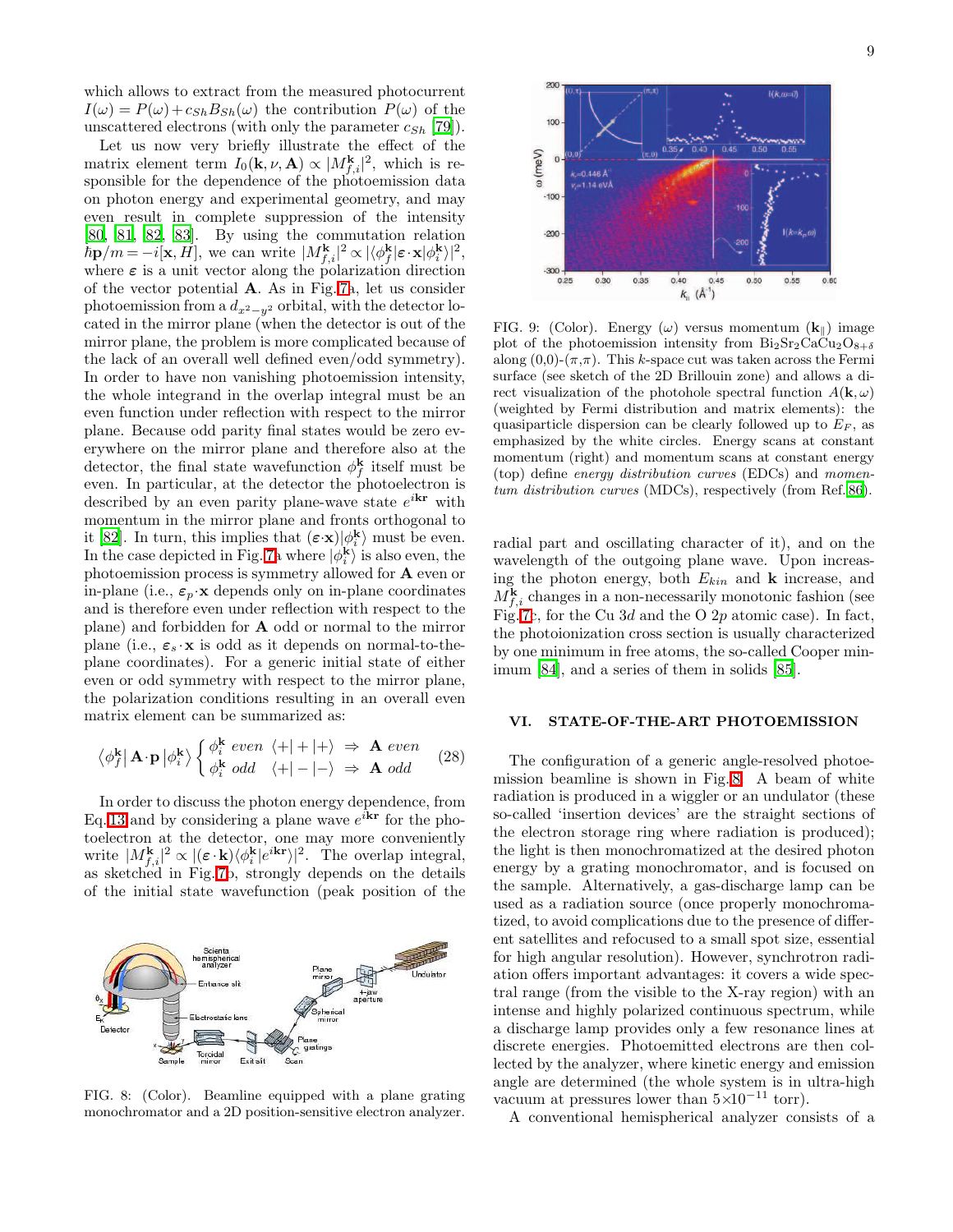which allows to extract from the measured photocurrent $I(\omega) = P(\omega) + c_{Sh}B_{Sh}(\omega)$ the contribution $P(\omega)$ of the unscattered electrons (with only the parameter $c_{Sh}$ [79]).

Let us now very briefly illustrate the effect of the matrix element term $I_0(\mathbf{k}, \nu, \mathbf{A}) \propto |M^{\mathbf{k}}_{f,i}|^2$, which is responsible for the dependence of the photoemission data on photon energy and experimental geometry, and may even result in complete suppression of the intensity [80, 81, 82, 83]. By using the commutation relation $\hbar\mathbf{p}/m = -i[\mathbf{x}, H]$, we can write $|M^{\mathbf{k}}_{f,i}|^2 \propto |\langle\phi^{\mathbf{k}}_f|\boldsymbol{\varepsilon}\cdot\mathbf{x}|\phi^{\mathbf{k}}_i\rangle|^2$, where $\boldsymbol{\varepsilon}$ is a unit vector along the polarization direction of the vector potential $\mathbf{A}$. As in Fig. 7a, let us consider photoemission from a $d_{x^2-y^2}$ orbital, with the detector located in the mirror plane (when the detector is out of the mirror plane, the problem is more complicated because of the lack of an overall well defined even/odd symmetry). In order to have non vanishing photoemission intensity, the whole integrand in the overlap integral must be an even function under reflection with respect to the mirror plane. Because odd parity final states would be zero everywhere on the mirror plane and therefore also at the detector, the final state wavefunction $\phi^{\mathbf{k}}_f$ itself must be even. In particular, at the detector the photoelectron is described by an even parity plane-wave state $e^{i\mathbf{kr}}$ with momentum in the mirror plane and fronts orthogonal to it [82]. In turn, this implies that $(\boldsymbol{\varepsilon}\cdot\mathbf{x})|\phi^{\mathbf{k}}_i\rangle$ must be even. In the case depicted in Fig. 7a where $|\phi^{\mathbf{k}}_i\rangle$ is also even, the photoemission process is symmetry allowed for $\mathbf{A}$ even or in-plane (i.e., $\boldsymbol{\varepsilon}_p\cdot\mathbf{x}$ depends only on in-plane coordinates and is therefore even under reflection with respect to the plane) and forbidden for $\mathbf{A}$ odd or normal to the mirror plane (i.e., $\boldsymbol{\varepsilon}_s\cdot\mathbf{x}$ is odd as it depends on normal-to-the-plane coordinates). For a generic initial state of either even or odd symmetry with respect to the mirror plane, the polarization conditions resulting in an overall even matrix element can be summarized as:

$$\langle\phi^{\mathbf{k}}_f|\,\mathbf{A}\cdot\mathbf{p}\,|\phi^{\mathbf{k}}_i\rangle \begin{cases} \phi^{\mathbf{k}}_i \; even \;\; \langle+|+|+\rangle \;\Rightarrow\; \mathbf{A} \; even \\ \phi^{\mathbf{k}}_i \; odd \;\;\; \langle+|-|-\rangle \;\Rightarrow\; \mathbf{A} \; odd \end{cases} \tag{28}$$

In order to discuss the photon energy dependence, from Eq. 13 and by considering a plane wave $e^{i\mathbf{kr}}$ for the photoelectron at the detector, one may more conveniently write $|M^{\mathbf{k}}_{f,i}|^2 \propto |(\boldsymbol{\varepsilon}\cdot\mathbf{k})\langle\phi^{\mathbf{k}}_i|e^{i\mathbf{kr}}\rangle|^2$. The overlap integral, as sketched in Fig. 7b, strongly depends on the details of the initial state wavefunction (peak position of the radial part and oscillating character of it), and on the wavelength of the outgoing plane wave. Upon increasing the photon energy, both $E_{kin}$ and $\mathbf{k}$ increase, and $M^{\mathbf{k}}_{f,i}$ changes in a non-necessarily monotonic fashion (see Fig. 7c, for the Cu 3$d$ and the O 2$p$ atomic case). In fact, the photoionization cross section is usually characterized by one minimum in free atoms, the so-called Cooper minimum [84], and a series of them in solids [85].

FIG. 8: (Color). Beamline equipped with a plane grating monochromator and a 2D position-sensitive electron analyzer.

FIG. 9: (Color). Energy ($\omega$) versus momentum ($\mathbf{k}_{\|}$) image plot of the photoemission intensity from $Bi_2Sr_2CaCu_2O_{8+\delta}$ along (0,0)-($\pi$,$\pi$). This $k$-space cut was taken across the Fermi surface (see sketch of the 2D Brillouin zone) and allows a direct visualization of the photohole spectral function $A(\mathbf{k},\omega)$ (weighted by Fermi distribution and matrix elements): the quasiparticle dispersion can be clearly followed up to $E_F$, as emphasized by the white circles. Energy scans at constant momentum (right) and momentum scans at constant energy (top) define *energy distribution curves* (EDCs) and *momentum distribution curves* (MDCs), respectively (from Ref. 86).

## VI. STATE-OF-THE-ART PHOTOEMISSION

The configuration of a generic angle-resolved photoemission beamline is shown in Fig. 8. A beam of white radiation is produced in a wiggler or an undulator (these so-called 'insertion devices' are the straight sections of the electron storage ring where radiation is produced); the light is then monochromatized at the desired photon energy by a grating monochromator, and is focused on the sample. Alternatively, a gas-discharge lamp can be used as a radiation source (once properly monochromatized, to avoid complications due to the presence of different satellites and refocused to a small spot size, essential for high angular resolution). However, synchrotron radiation offers important advantages: it covers a wide spectral range (from the visible to the X-ray region) with an intense and highly polarized continuous spectrum, while a discharge lamp provides only a few resonance lines at discrete energies. Photoemitted electrons are then collected by the analyzer, where kinetic energy and emission angle are determined (the whole system is in ultra-high vacuum at pressures lower than $5\times10^{-11}$ torr).

A conventional hemispherical analyzer consists of a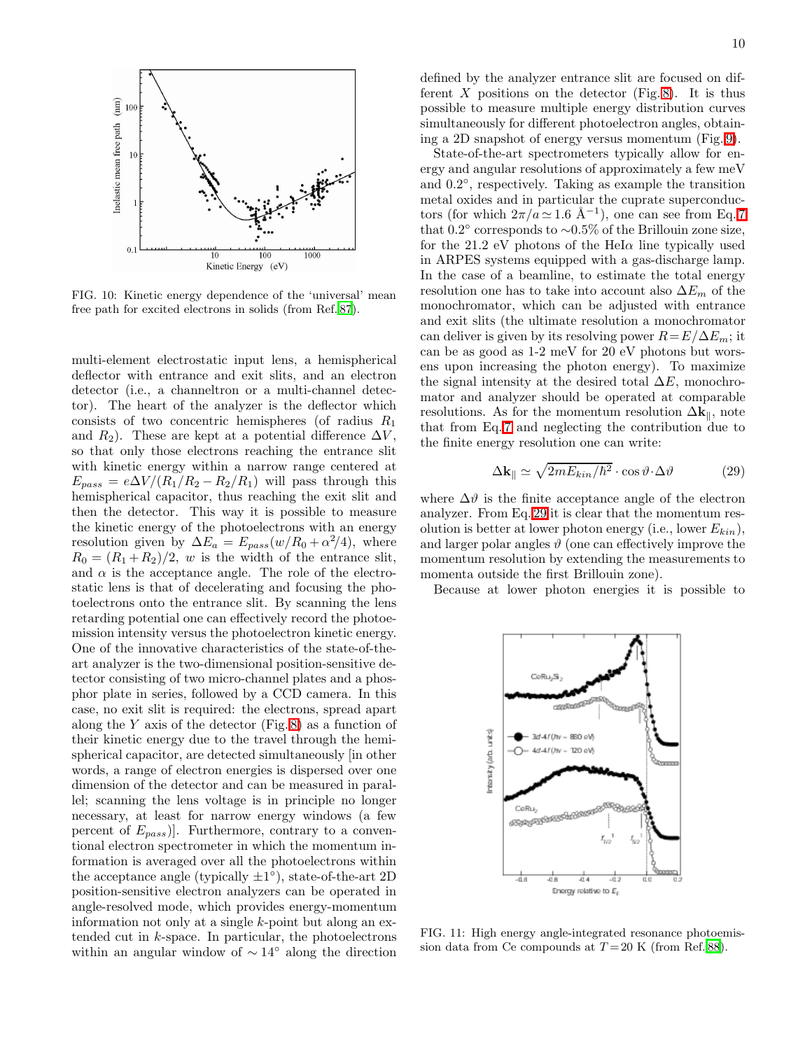FIG. 10: Kinetic energy dependence of the 'universal' mean free path for excited electrons in solids (from Ref.[87]).

multi-element electrostatic input lens, a hemispherical deflector with entrance and exit slits, and an electron detector (i.e., a channeltron or a multi-channel detector). The heart of the analyzer is the deflector which consists of two concentric hemispheres (of radius $R_1$ and $R_2$). These are kept at a potential difference $\Delta V$, so that only those electrons reaching the entrance slit with kinetic energy within a narrow range centered at $E_{pass} = e\Delta V/(R_1/R_2 - R_2/R_1)$ will pass through this hemispherical capacitor, thus reaching the exit slit and then the detector. This way it is possible to measure the kinetic energy of the photoelectrons with an energy resolution given by $\Delta E_a = E_{pass}(w/R_0 + \alpha^2/4)$, where $R_0 = (R_1 + R_2)/2$, $w$ is the width of the entrance slit, and $\alpha$ is the acceptance angle. The role of the electrostatic lens is that of decelerating and focusing the photoelectrons onto the entrance slit. By scanning the lens retarding potential one can effectively record the photoemission intensity versus the photoelectron kinetic energy. One of the innovative characteristics of the state-of-the-art analyzer is the two-dimensional position-sensitive detector consisting of two micro-channel plates and a phosphor plate in series, followed by a CCD camera. In this case, no exit slit is required: the electrons, spread apart along the $Y$ axis of the detector (Fig.8) as a function of their kinetic energy due to the travel through the hemispherical capacitor, are detected simultaneously [in other words, a range of electron energies is dispersed over one dimension of the detector and can be measured in parallel; scanning the lens voltage is in principle no longer necessary, at least for narrow energy windows (a few percent of $E_{pass}$)]. Furthermore, contrary to a conventional electron spectrometer in which the momentum information is averaged over all the photoelectrons within the acceptance angle (typically $\pm 1°$), state-of-the-art 2D position-sensitive electron analyzers can be operated in angle-resolved mode, which provides energy-momentum information not only at a single $k$-point but along an extended cut in $k$-space. In particular, the photoelectrons within an angular window of $\sim 14°$ along the direction defined by the analyzer entrance slit are focused on different $X$ positions on the detector (Fig.8). It is thus possible to measure multiple energy distribution curves simultaneously for different photoelectron angles, obtaining a 2D snapshot of energy versus momentum (Fig.9).

State-of-the-art spectrometers typically allow for energy and angular resolutions of approximately a few meV and 0.2°, respectively. Taking as example the transition metal oxides and in particular the cuprate superconductors (for which $2\pi/a \simeq 1.6$ Å$^{-1}$), one can see from Eq.7 that 0.2° corresponds to $\sim$0.5% of the Brillouin zone size, for the 21.2 eV photons of the HeI$\alpha$ line typically used in ARPES systems equipped with a gas-discharge lamp. In the case of a beamline, to estimate the total energy resolution one has to take into account also $\Delta E_m$ of the monochromator, which can be adjusted with entrance and exit slits (the ultimate resolution a monochromator can deliver is given by its resolving power $R = E/\Delta E_m$; it can be as good as 1-2 meV for 20 eV photons but worsens upon increasing the photon energy). To maximize the signal intensity at the desired total $\Delta E$, monochromator and analyzer should be operated at comparable resolutions. As for the momentum resolution $\Delta \mathbf{k}_\parallel$, note that from Eq.7 and neglecting the contribution due to the finite energy resolution one can write:

$$\Delta \mathbf{k}_\parallel \simeq \sqrt{2mE_{kin}/\hbar^2} \cdot \cos\vartheta \cdot \Delta\vartheta \tag{29}$$

where $\Delta\vartheta$ is the finite acceptance angle of the electron analyzer. From Eq.29 it is clear that the momentum resolution is better at lower photon energy (i.e., lower $E_{kin}$), and larger polar angles $\vartheta$ (one can effectively improve the momentum resolution by extending the measurements to momenta outside the first Brillouin zone).

Because at lower photon energies it is possible to

FIG. 11: High energy angle-integrated resonance photoemission data from Ce compounds at $T = 20$ K (from Ref.[88]).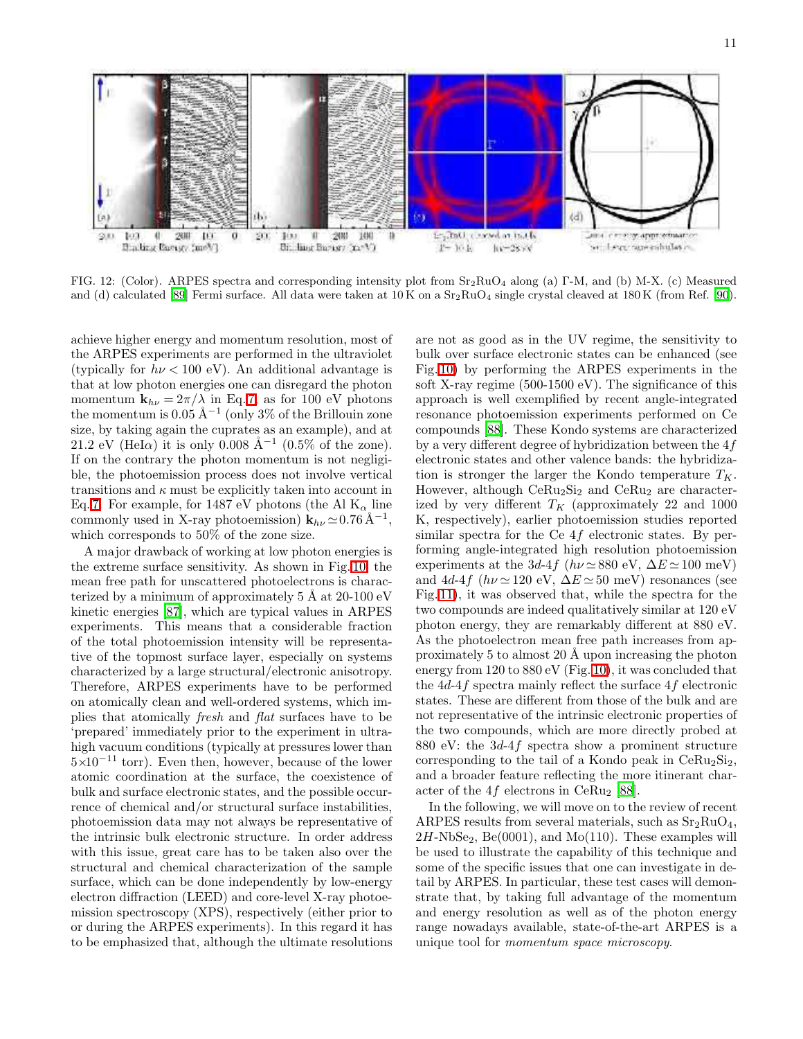FIG. 12: (Color). ARPES spectra and corresponding intensity plot from $Sr_2RuO_4$ along (a) Γ-M, and (b) M-X. (c) Measured and (d) calculated [89] Fermi surface. All data were taken at 10 K on a $Sr_2RuO_4$ single crystal cleaved at 180 K (from Ref. [90]).

achieve higher energy and momentum resolution, most of the ARPES experiments are performed in the ultraviolet (typically for $h\nu < 100$ eV). An additional advantage is that at low photon energies one can disregard the photon momentum $\mathbf{k}_{h\nu} = 2\pi/\lambda$ in Eq. 7, as for 100 eV photons the momentum is 0.05 Å$^{-1}$ (only 3% of the Brillouin zone size, by taking again the cuprates as an example), and at 21.2 eV (HeIα) it is only 0.008 Å$^{-1}$ (0.5% of the zone). If on the contrary the photon momentum is not negligible, the photoemission process does not involve vertical transitions and $\kappa$ must be explicitly taken into account in Eq. 7. For example, for 1487 eV photons (the Al $K_\alpha$ line commonly used in X-ray photoemission) $\mathbf{k}_{h\nu} \simeq 0.76$ Å$^{-1}$, which corresponds to 50% of the zone size.

A major drawback of working at low photon energies is the extreme surface sensitivity. As shown in Fig. 10, the mean free path for unscattered photoelectrons is characterized by a minimum of approximately 5 Å at 20-100 eV kinetic energies [87], which are typical values in ARPES experiments. This means that a considerable fraction of the total photoemission intensity will be representative of the topmost surface layer, especially on systems characterized by a large structural/electronic anisotropy. Therefore, ARPES experiments have to be performed on atomically clean and well-ordered systems, which implies that atomically *fresh* and *flat* surfaces have to be 'prepared' immediately prior to the experiment in ultra-high vacuum conditions (typically at pressures lower than $5\times10^{-11}$ torr). Even then, however, because of the lower atomic coordination at the surface, the coexistence of bulk and surface electronic states, and the possible occurrence of chemical and/or structural surface instabilities, photoemission data may not always be representative of the intrinsic bulk electronic structure. In order address with this issue, great care has to be taken also over the structural and chemical characterization of the sample surface, which can be done independently by low-energy electron diffraction (LEED) and core-level X-ray photoemission spectroscopy (XPS), respectively (either prior to or during the ARPES experiments). In this regard it has to be emphasized that, although the ultimate resolutions are not as good as in the UV regime, the sensitivity to bulk over surface electronic states can be enhanced (see Fig. 10) by performing the ARPES experiments in the soft X-ray regime (500-1500 eV). The significance of this approach is well exemplified by recent angle-integrated resonance photoemission experiments performed on Ce compounds [88]. These Kondo systems are characterized by a very different degree of hybridization between the $4f$ electronic states and other valence bands: the hybridization is stronger the larger the Kondo temperature $T_K$. However, although $CeRu_2Si_2$ and $CeRu_2$ are characterized by very different $T_K$ (approximately 22 and 1000 K, respectively), earlier photoemission studies reported similar spectra for the Ce $4f$ electronic states. By performing angle-integrated high resolution photoemission experiments at the $3d$-$4f$ ($h\nu \simeq 880$ eV, $\Delta E \simeq 100$ meV) and $4d$-$4f$ ($h\nu \simeq 120$ eV, $\Delta E \simeq 50$ meV) resonances (see Fig. 11), it was observed that, while the spectra for the two compounds are indeed qualitatively similar at 120 eV photon energy, they are remarkably different at 880 eV. As the photoelectron mean free path increases from approximately 5 to almost 20 Å upon increasing the photon energy from 120 to 880 eV (Fig. 10), it was concluded that the $4d$-$4f$ spectra mainly reflect the surface $4f$ electronic states. These are different from those of the bulk and are not representative of the intrinsic electronic properties of the two compounds, which are more directly probed at 880 eV: the $3d$-$4f$ spectra show a prominent structure corresponding to the tail of a Kondo peak in $CeRu_2Si_2$, and a broader feature reflecting the more itinerant character of the $4f$ electrons in $CeRu_2$ [88].

In the following, we will move on to the review of recent ARPES results from several materials, such as $Sr_2RuO_4$, $2H$-$NbSe_2$, Be(0001), and Mo(110). These examples will be used to illustrate the capability of this technique and some of the specific issues that one can investigate in detail by ARPES. In particular, these test cases will demonstrate that, by taking full advantage of the momentum and energy resolution as well as of the photon energy range nowadays available, state-of-the-art ARPES is a unique tool for *momentum space microscopy*.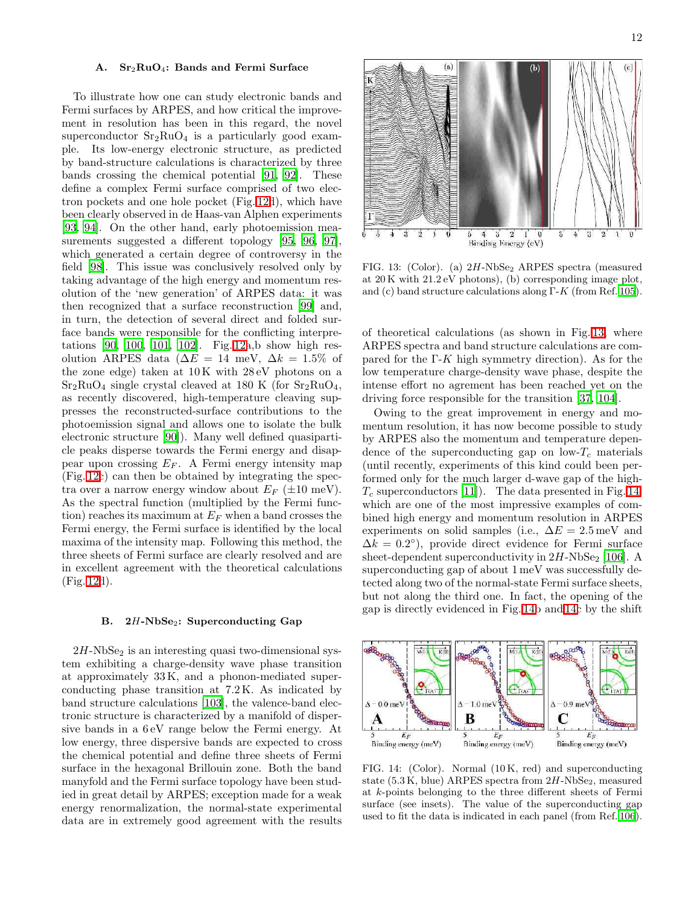### A. $Sr_2RuO_4$: Bands and Fermi Surface

To illustrate how one can study electronic bands and Fermi surfaces by ARPES, and how critical the improvement in resolution has been in this regard, the novel superconductor $Sr_2RuO_4$ is a particularly good example. Its low-energy electronic structure, as predicted by band-structure calculations is characterized by three bands crossing the chemical potential [91, 92]. These define a complex Fermi surface comprised of two electron pockets and one hole pocket (Fig. 12d), which have been clearly observed in de Haas-van Alphen experiments [93, 94]. On the other hand, early photoemission measurements suggested a different topology [95, 96, 97], which generated a certain degree of controversy in the field [98]. This issue was conclusively resolved only by taking advantage of the high energy and momentum resolution of the 'new generation' of ARPES data: it was then recognized that a surface reconstruction [99] and, in turn, the detection of several direct and folded surface bands were responsible for the conflicting interpretations [90, 100, 101, 102]. Fig. 12a,b show high resolution ARPES data ($\Delta E = 14$ meV, $\Delta k = 1.5\%$ of the zone edge) taken at 10 K with 28 eV photons on a $Sr_2RuO_4$ single crystal cleaved at 180 K (for $Sr_2RuO_4$, as recently discovered, high-temperature cleaving suppresses the reconstructed-surface contributions to the photoemission signal and allows one to isolate the bulk electronic structure [90]). Many well defined quasiparticle peaks disperse towards the Fermi energy and disappear upon crossing $E_F$. A Fermi energy intensity map (Fig. 12c) can then be obtained by integrating the spectra over a narrow energy window about $E_F$ ($\pm 10$ meV). As the spectral function (multiplied by the Fermi function) reaches its maximum at $E_F$ when a band crosses the Fermi energy, the Fermi surface is identified by the local maxima of the intensity map. Following this method, the three sheets of Fermi surface are clearly resolved and are in excellent agreement with the theoretical calculations (Fig. 12d).

### B. $2H$-$NbSe_2$: Superconducting Gap

$2H$-$NbSe_2$ is an interesting quasi two-dimensional system exhibiting a charge-density wave phase transition at approximately 33 K, and a phonon-mediated superconducting phase transition at 7.2 K. As indicated by band structure calculations [103], the valence-band electronic structure is characterized by a manifold of dispersive bands in a 6 eV range below the Fermi energy. At low energy, three dispersive bands are expected to cross the chemical potential and define three sheets of Fermi surface in the hexagonal Brillouin zone. Both the band manyfold and the Fermi surface topology have been studied in great detail by ARPES; exception made for a weak energy renormalization, the normal-state experimental data are in extremely good agreement with the results of theoretical calculations (as shown in Fig. 13, where ARPES spectra and band structure calculations are compared for the Γ-$K$ high symmetry direction). As for the low temperature charge-density wave phase, despite the intense effort no agrement has been reached yet on the driving force responsible for the transition [37, 104].

FIG. 13: (Color). (a) $2H$-$NbSe_2$ ARPES spectra (measured at 20 K with 21.2 eV photons), (b) corresponding image plot, and (c) band structure calculations along Γ-$K$ (from Ref. 105).

Owing to the great improvement in energy and momentum resolution, it has now become possible to study by ARPES also the momentum and temperature dependence of the superconducting gap on low-$T_c$ materials (until recently, experiments of this kind could been performed only for the much larger d-wave gap of the high-$T_c$ superconductors [11]). The data presented in Fig. 14, which are one of the most impressive examples of combined high energy and momentum resolution in ARPES experiments on solid samples (i.e., $\Delta E = 2.5$ meV and $\Delta k = 0.2°$), provide direct evidence for Fermi surface sheet-dependent superconductivity in $2H$-$NbSe_2$ [106]. A superconducting gap of about 1 meV was successfully detected along two of the normal-state Fermi surface sheets, but not along the third one. In fact, the opening of the gap is directly evidenced in Fig. 14b and 14c by the shift

FIG. 14: (Color). Normal (10 K, red) and superconducting state (5.3 K, blue) ARPES spectra from $2H$-$NbSe_2$, measured at $k$-points belonging to the three different sheets of Fermi surface (see insets). The value of the superconducting gap used to fit the data is indicated in each panel (from Ref. 106).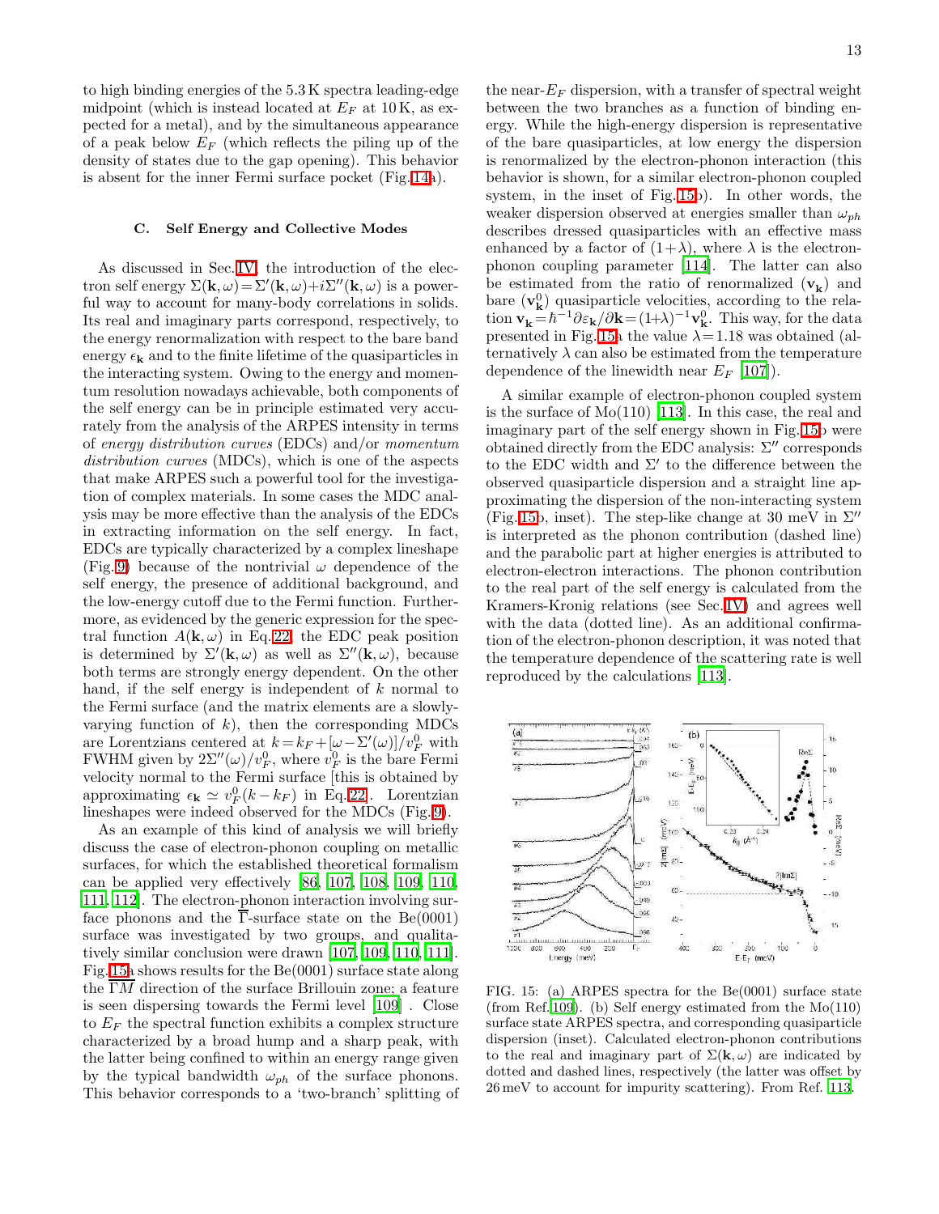to high binding energies of the 5.3 K spectra leading-edge midpoint (which is instead located at $E_F$ at 10 K, as expected for a metal), and by the simultaneous appearance of a peak below $E_F$ (which reflects the piling up of the density of states due to the gap opening). This behavior is absent for the inner Fermi surface pocket (Fig. 14a).

### C. Self Energy and Collective Modes

As discussed in Sec. IV, the introduction of the electron self energy $\Sigma(\mathbf{k},\omega) = \Sigma'(\mathbf{k},\omega) + i\Sigma''(\mathbf{k},\omega)$ is a powerful way to account for many-body correlations in solids. Its real and imaginary parts correspond, respectively, to the energy renormalization with respect to the bare band energy $\epsilon_\mathbf{k}$ and to the finite lifetime of the quasiparticles in the interacting system. Owing to the energy and momentum resolution nowadays achievable, both components of the self energy can be in principle estimated very accurately from the analysis of the ARPES intensity in terms of *energy distribution curves* (EDCs) and/or *momentum distribution curves* (MDCs), which is one of the aspects that make ARPES such a powerful tool for the investigation of complex materials. In some cases the MDC analysis may be more effective than the analysis of the EDCs in extracting information on the self energy. In fact, EDCs are typically characterized by a complex lineshape (Fig. 9) because of the nontrivial $\omega$ dependence of the self energy, the presence of additional background, and the low-energy cutoff due to the Fermi function. Furthermore, as evidenced by the generic expression for the spectral function $A(\mathbf{k},\omega)$ in Eq. 22, the EDC peak position is determined by $\Sigma'(\mathbf{k},\omega)$ as well as $\Sigma''(\mathbf{k},\omega)$, because both terms are strongly energy dependent. On the other hand, if the self energy is independent of $k$ normal to the Fermi surface (and the matrix elements are a slowly-varying function of $k$), then the corresponding MDCs are Lorentzians centered at $k = k_F + [\omega - \Sigma'(\omega)]/v_F^0$ with FWHM given by $2\Sigma''(\omega)/v_F^0$, where $v_F^0$ is the bare Fermi velocity normal to the Fermi surface [this is obtained by approximating $\epsilon_\mathbf{k} \simeq v_F^0(k - k_F)$ in Eq. 22]. Lorentzian lineshapes were indeed observed for the MDCs (Fig. 9).

As an example of this kind of analysis we will briefly discuss the case of electron-phonon coupling on metallic surfaces, for which the established theoretical formalism can be applied very effectively [86, 107, 108, 109, 110, 111, 112]. The electron-phonon interaction involving surface phonons and the $\overline{\Gamma}$-surface state on the Be(0001) surface was investigated by two groups, and qualitatively similar conclusion were drawn [107, 109, 110, 111]. Fig. 15a shows results for the Be(0001) surface state along the $\overline{\Gamma M}$ direction of the surface Brillouin zone; a feature is seen dispersing towards the Fermi level [109] . Close to $E_F$ the spectral function exhibits a complex structure characterized by a broad hump and a sharp peak, with the latter being confined to within an energy range given by the typical bandwidth $\omega_{ph}$ of the surface phonons. This behavior corresponds to a 'two-branch' splitting of the near-$E_F$ dispersion, with a transfer of spectral weight between the two branches as a function of binding energy. While the high-energy dispersion is representative of the bare quasiparticles, at low energy the dispersion is renormalized by the electron-phonon interaction (this behavior is shown, for a similar electron-phonon coupled system, in the inset of Fig. 15b). In other words, the weaker dispersion observed at energies smaller than $\omega_{ph}$ describes dressed quasiparticles with an effective mass enhanced by a factor of $(1+\lambda)$, where $\lambda$ is the electron-phonon coupling parameter [114]. The latter can also be estimated from the ratio of renormalized ($\mathbf{v_k}$) and bare ($\mathbf{v_k^0}$) quasiparticle velocities, according to the relation $\mathbf{v_k} = \hbar^{-1}\partial\varepsilon_\mathbf{k}/\partial\mathbf{k} = (1+\lambda)^{-1}\mathbf{v_k^0}$. This way, for the data presented in Fig. 15a the value $\lambda = 1.18$ was obtained (alternatively $\lambda$ can also be estimated from the temperature dependence of the linewidth near $E_F$ [107]).

A similar example of electron-phonon coupled system is the surface of Mo(110) [113]. In this case, the real and imaginary part of the self energy shown in Fig. 15b were obtained directly from the EDC analysis: $\Sigma''$ corresponds to the EDC width and $\Sigma'$ to the difference between the observed quasiparticle dispersion and a straight line approximating the dispersion of the non-interacting system (Fig. 15b, inset). The step-like change at 30 meV in $\Sigma''$ is interpreted as the phonon contribution (dashed line) and the parabolic part at higher energies is attributed to electron-electron interactions. The phonon contribution to the real part of the self energy is calculated from the Kramers-Kronig relations (see Sec. IV) and agrees well with the data (dotted line). As an additional confirmation of the electron-phonon description, it was noted that the temperature dependence of the scattering rate is well reproduced by the calculations [113].

FIG. 15: (a) ARPES spectra for the Be(0001) surface state (from Ref. 109). (b) Self energy estimated from the Mo(110) surface state ARPES spectra, and corresponding quasiparticle dispersion (inset). Calculated electron-phonon contributions to the real and imaginary part of $\Sigma(\mathbf{k},\omega)$ are indicated by dotted and dashed lines, respectively (the latter was offset by 26 meV to account for impurity scattering). From Ref. 113.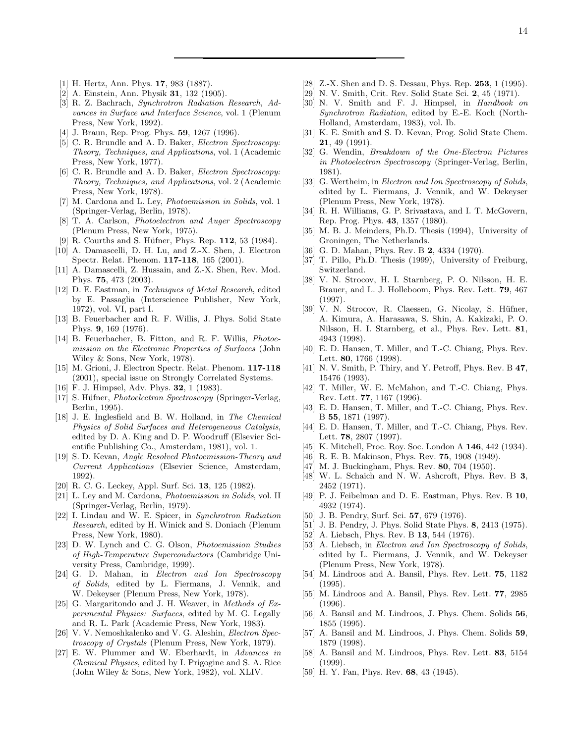[1] H. Hertz, Ann. Phys. **17**, 983 (1887).

[2] A. Einstein, Ann. Physik **31**, 132 (1905).

[3] R. Z. Bachrach, *Synchrotron Radiation Research, Advances in Surface and Interface Science*, vol. 1 (Plenum Press, New York, 1992).

[4] J. Braun, Rep. Prog. Phys. **59**, 1267 (1996).

[5] C. R. Brundle and A. D. Baker, *Electron Spectroscopy: Theory, Techniques, and Applications*, vol. 1 (Academic Press, New York, 1977).

[6] C. R. Brundle and A. D. Baker, *Electron Spectroscopy: Theory, Techniques, and Applications*, vol. 2 (Academic Press, New York, 1978).

[7] M. Cardona and L. Ley, *Photoemission in Solids*, vol. 1 (Springer-Verlag, Berlin, 1978).

[8] T. A. Carlson, *Photoelectron and Auger Spectroscopy* (Plenum Press, New York, 1975).

[9] R. Courths and S. Hüfner, Phys. Rep. **112**, 53 (1984).

[10] A. Damascelli, D. H. Lu, and Z.-X. Shen, J. Electron Spectr. Relat. Phenom. **117-118**, 165 (2001).

[11] A. Damascelli, Z. Hussain, and Z.-X. Shen, Rev. Mod. Phys. **75**, 473 (2003).

[12] D. E. Eastman, in *Techniques of Metal Research*, edited by E. Passaglia (Interscience Publisher, New York, 1972), vol. VI, part I.

[13] B. Feuerbacher and R. F. Willis, J. Phys. Solid State Phys. **9**, 169 (1976).

[14] B. Feuerbacher, B. Fitton, and R. F. Willis, *Photoemission on the Electronic Properties of Surfaces* (John Wiley & Sons, New York, 1978).

[15] M. Grioni, J. Electron Spectr. Relat. Phenom. **117-118** (2001), special issue on Strongly Correlated Systems.

[16] F. J. Himpsel, Adv. Phys. **32**, 1 (1983).

[17] S. Hüfner, *Photoelectron Spectroscopy* (Springer-Verlag, Berlin, 1995).

[18] J. E. Inglesfield and B. W. Holland, in *The Chemical Physics of Solid Surfaces and Heterogeneous Catalysis*, edited by D. A. King and D. P. Woodruff (Elsevier Scientific Publishing Co., Amsterdam, 1981), vol. 1.

[19] S. D. Kevan, *Angle Resolved Photoemission-Theory and Current Applications* (Elsevier Science, Amsterdam, 1992).

[20] R. C. G. Leckey, Appl. Surf. Sci. **13**, 125 (1982).

[21] L. Ley and M. Cardona, *Photoemission in Solids*, vol. II (Springer-Verlag, Berlin, 1979).

[22] I. Lindau and W. E. Spicer, in *Synchrotron Radiation Research*, edited by H. Winick and S. Doniach (Plenum Press, New York, 1980).

[23] D. W. Lynch and C. G. Olson, *Photoemission Studies of High-Temperature Superconductors* (Cambridge University Press, Cambridge, 1999).

[24] G. D. Mahan, in *Electron and Ion Spectroscopy of Solids*, edited by L. Fiermans, J. Vennik, and W. Dekeyser (Plenum Press, New York, 1978).

[25] G. Margaritondo and J. H. Weaver, in *Methods of Experimental Physics: Surfaces*, edited by M. G. Legally and R. L. Park (Academic Press, New York, 1983).

[26] V. V. Nemoshkalenko and V. G. Aleshin, *Electron Spectroscopy of Crystals* (Plenum Press, New York, 1979).

[27] E. W. Plummer and W. Eberhardt, in *Advances in Chemical Physics*, edited by I. Prigogine and S. A. Rice (John Wiley & Sons, New York, 1982), vol. XLIV.

[28] Z.-X. Shen and D. S. Dessau, Phys. Rep. **253**, 1 (1995).

[29] N. V. Smith, Crit. Rev. Solid State Sci. **2**, 45 (1971).

[30] N. V. Smith and F. J. Himpsel, in *Handbook on Synchrotron Radiation*, edited by E.-E. Koch (North-Holland, Amsterdam, 1983), vol. Ib.

[31] K. E. Smith and S. D. Kevan, Prog. Solid State Chem. **21**, 49 (1991).

[32] G. Wendin, *Breakdown of the One-Electron Pictures in Photoelectron Spectroscopy* (Springer-Verlag, Berlin, 1981).

[33] G. Wertheim, in *Electron and Ion Spectroscopy of Solids*, edited by L. Fiermans, J. Vennik, and W. Dekeyser (Plenum Press, New York, 1978).

[34] R. H. Williams, G. P. Srivastava, and I. T. McGovern, Rep. Prog. Phys. **43**, 1357 (1980).

[35] M. B. J. Meinders, Ph.D. Thesis (1994), University of Groningen, The Netherlands.

[36] G. D. Mahan, Phys. Rev. B **2**, 4334 (1970).

[37] T. Pillo, Ph.D. Thesis (1999), University of Freiburg, Switzerland.

[38] V. N. Strocov, H. I. Starnberg, P. O. Nilsson, H. E. Brauer, and L. J. Holleboom, Phys. Rev. Lett. **79**, 467 (1997).

[39] V. N. Strocov, R. Claessen, G. Nicolay, S. Hüfner, A. Kimura, A. Harasawa, S. Shin, A. Kakizaki, P. O. Nilsson, H. I. Starnberg, et al., Phys. Rev. Lett. **81**, 4943 (1998).

[40] E. D. Hansen, T. Miller, and T.-C. Chiang, Phys. Rev. Lett. **80**, 1766 (1998).

[41] N. V. Smith, P. Thiry, and Y. Petroff, Phys. Rev. B **47**, 15476 (1993).

[42] T. Miller, W. E. McMahon, and T.-C. Chiang, Phys. Rev. Lett. **77**, 1167 (1996).

[43] E. D. Hansen, T. Miller, and T.-C. Chiang, Phys. Rev. B **55**, 1871 (1997).

[44] E. D. Hansen, T. Miller, and T.-C. Chiang, Phys. Rev. Lett. **78**, 2807 (1997).

[45] K. Mitchell, Proc. Roy. Soc. London A **146**, 442 (1934).

[46] R. E. B. Makinson, Phys. Rev. **75**, 1908 (1949).

[47] M. J. Buckingham, Phys. Rev. **80**, 704 (1950).

[48] W. L. Schaich and N. W. Ashcroft, Phys. Rev. B **3**, 2452 (1971).

[49] P. J. Feibelman and D. E. Eastman, Phys. Rev. B **10**, 4932 (1974).

[50] J. B. Pendry, Surf. Sci. **57**, 679 (1976).

[51] J. B. Pendry, J. Phys. Solid State Phys. **8**, 2413 (1975).

[52] A. Liebsch, Phys. Rev. B **13**, 544 (1976).

[53] A. Liebsch, in *Electron and Ion Spectroscopy of Solids*, edited by L. Fiermans, J. Vennik, and W. Dekeyser (Plenum Press, New York, 1978).

[54] M. Lindroos and A. Bansil, Phys. Rev. Lett. **75**, 1182 (1995).

[55] M. Lindroos and A. Bansil, Phys. Rev. Lett. **77**, 2985 (1996).

[56] A. Bansil and M. Lindroos, J. Phys. Chem. Solids **56**, 1855 (1995).

[57] A. Bansil and M. Lindroos, J. Phys. Chem. Solids **59**, 1879 (1998).

[58] A. Bansil and M. Lindroos, Phys. Rev. Lett. **83**, 5154 (1999).

[59] H. Y. Fan, Phys. Rev. **68**, 43 (1945).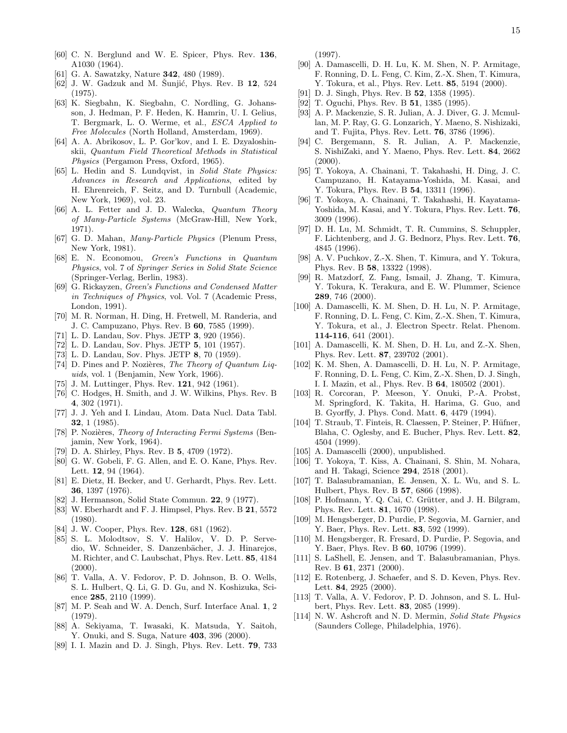[60] C. N. Berglund and W. E. Spicer, Phys. Rev. **136**, A1030 (1964).

[61] G. A. Sawatzky, Nature **342**, 480 (1989).

[62] J. W. Gadzuk and M. Šunjić, Phys. Rev. B **12**, 524 (1975).

[63] K. Siegbahn, K. Siegbahn, C. Nordling, G. Johansson, J. Hedman, P. F. Heden, K. Hamrin, U. I. Gelius, T. Bergmark, L. O. Werme, et al., *ESCA Applied to Free Molecules* (North Holland, Amsterdam, 1969).

[64] A. A. Abrikosov, L. P. Gor'kov, and I. E. Dzyaloshinskii, *Quantum Field Theoretical Methods in Statistical Physics* (Pergamon Press, Oxford, 1965).

[65] L. Hedin and S. Lundqvist, in *Solid State Physics: Advances in Research and Applications*, edited by H. Ehrenreich, F. Seitz, and D. Turnbull (Academic, New York, 1969), vol. 23.

[66] A. L. Fetter and J. D. Walecka, *Quantum Theory of Many-Particle Systems* (McGraw-Hill, New York, 1971).

[67] G. D. Mahan, *Many-Particle Physics* (Plenum Press, New York, 1981).

[68] E. N. Economou, *Green's Functions in Quantum Physics*, vol. 7 of *Springer Series in Solid State Science* (Springer-Verlag, Berlin, 1983).

[69] G. Rickayzen, *Green's Functions and Condensed Matter in Techniques of Physics*, vol. Vol. 7 (Academic Press, London, 1991).

[70] M. R. Norman, H. Ding, H. Fretwell, M. Randeria, and J. C. Campuzano, Phys. Rev. B **60**, 7585 (1999).

[71] L. D. Landau, Sov. Phys. JETP **3**, 920 (1956).

[72] L. D. Landau, Sov. Phys. JETP **5**, 101 (1957).

[73] L. D. Landau, Sov. Phys. JETP **8**, 70 (1959).

[74] D. Pines and P. Nozières, *The Theory of Quantum Liquids*, vol. 1 (Benjamin, New York, 1966).

[75] J. M. Luttinger, Phys. Rev. **121**, 942 (1961).

[76] C. Hodges, H. Smith, and J. W. Wilkins, Phys. Rev. B **4**, 302 (1971).

[77] J. J. Yeh and I. Lindau, Atom. Data Nucl. Data Tabl. **32**, 1 (1985).

[78] P. Nozières, *Theory of Interacting Fermi Systems* (Benjamin, New York, 1964).

[79] D. A. Shirley, Phys. Rev. B **5**, 4709 (1972).

[80] G. W. Gobeli, F. G. Allen, and E. O. Kane, Phys. Rev. Lett. **12**, 94 (1964).

[81] E. Dietz, H. Becker, and U. Gerhardt, Phys. Rev. Lett. **36**, 1397 (1976).

[82] J. Hermanson, Solid State Commun. **22**, 9 (1977).

[83] W. Eberhardt and F. J. Himpsel, Phys. Rev. B **21**, 5572 (1980).

[84] J. W. Cooper, Phys. Rev. **128**, 681 (1962).

[85] S. L. Molodtsov, S. V. Halilov, V. D. P. Servedio, W. Schneider, S. Danzenbächer, J. J. Hinarejos, M. Richter, and C. Laubschat, Phys. Rev. Lett. **85**, 4184 (2000).

[86] T. Valla, A. V. Fedorov, P. D. Johnson, B. O. Wells, S. L. Hulbert, Q. Li, G. D. Gu, and N. Koshizuka, Science **285**, 2110 (1999).

[87] M. P. Seah and W. A. Dench, Surf. Interface Anal. **1**, 2 (1979).

[88] A. Sekiyama, T. Iwasaki, K. Matsuda, Y. Saitoh, Y. Onuki, and S. Suga, Nature **403**, 396 (2000).

[89] I. I. Mazin and D. J. Singh, Phys. Rev. Lett. **79**, 733 (1997).

[90] A. Damascelli, D. H. Lu, K. M. Shen, N. P. Armitage, F. Ronning, D. L. Feng, C. Kim, Z.-X. Shen, T. Kimura, Y. Tokura, et al., Phys. Rev. Lett. **85**, 5194 (2000).

[91] D. J. Singh, Phys. Rev. B **52**, 1358 (1995).

[92] T. Oguchi, Phys. Rev. B **51**, 1385 (1995).

[93] A. P. Mackenzie, S. R. Julian, A. J. Diver, G. J. Mcmullan, M. P. Ray, G. G. Lonzarich, Y. Maeno, S. Nishizaki, and T. Fujita, Phys. Rev. Lett. **76**, 3786 (1996).

[94] C. Bergemann, S. R. Julian, A. P. Mackenzie, S. NishiZaki, and Y. Maeno, Phys. Rev. Lett. **84**, 2662 (2000).

[95] T. Yokoya, A. Chainani, T. Takahashi, H. Ding, J. C. Campuzano, H. Katayama-Yoshida, M. Kasai, and Y. Tokura, Phys. Rev. B **54**, 13311 (1996).

[96] T. Yokoya, A. Chainani, T. Takahashi, H. Kayatama-Yoshida, M. Kasai, and Y. Tokura, Phys. Rev. Lett. **76**, 3009 (1996).

[97] D. H. Lu, M. Schmidt, T. R. Cummins, S. Schuppler, F. Lichtenberg, and J. G. Bednorz, Phys. Rev. Lett. **76**, 4845 (1996).

[98] A. V. Puchkov, Z.-X. Shen, T. Kimura, and Y. Tokura, Phys. Rev. B **58**, 13322 (1998).

[99] R. Matzdorf, Z. Fang, Ismail, J. Zhang, T. Kimura, Y. Tokura, K. Terakura, and E. W. Plummer, Science **289**, 746 (2000).

[100] A. Damascelli, K. M. Shen, D. H. Lu, N. P. Armitage, F. Ronning, D. L. Feng, C. Kim, Z.-X. Shen, T. Kimura, Y. Tokura, et al., J. Electron Spectr. Relat. Phenom. **114-116**, 641 (2001).

[101] A. Damascelli, K. M. Shen, D. H. Lu, and Z.-X. Shen, Phys. Rev. Lett. **87**, 239702 (2001).

[102] K. M. Shen, A. Damascelli, D. H. Lu, N. P. Armitage, F. Ronning, D. L. Feng, C. Kim, Z.-X. Shen, D. J. Singh, I. I. Mazin, et al., Phys. Rev. B **64**, 180502 (2001).

[103] R. Corcoran, P. Meeson, Y. Onuki, P.-A. Probst, M. Springford, K. Takita, H. Harima, G. Guo, and B. Gyorffy, J. Phys. Cond. Matt. **6**, 4479 (1994).

[104] T. Straub, T. Finteis, R. Claessen, P. Steiner, P. Hüfner, Blaha, C. Oglesby, and E. Bucher, Phys. Rev. Lett. **82**, 4504 (1999).

[105] A. Damascelli (2000), unpublished.

[106] T. Yokoya, T. Kiss, A. Chainani, S. Shin, M. Nohara, and H. Takagi, Science **294**, 2518 (2001).

[107] T. Balasubramanian, E. Jensen, X. L. Wu, and S. L. Hulbert, Phys. Rev. B **57**, 6866 (1998).

[108] P. Hofmann, Y. Q. Cai, C. Grütter, and J. H. Bilgram, Phys. Rev. Lett. **81**, 1670 (1998).

[109] M. Hengsberger, D. Purdie, P. Segovia, M. Garnier, and Y. Baer, Phys. Rev. Lett. **83**, 592 (1999).

[110] M. Hengsberger, R. Fresard, D. Purdie, P. Segovia, and Y. Baer, Phys. Rev. B **60**, 10796 (1999).

[111] S. LaShell, E. Jensen, and T. Balasubramanian, Phys. Rev. B **61**, 2371 (2000).

[112] E. Rotenberg, J. Schaefer, and S. D. Keven, Phys. Rev. Lett. **84**, 2925 (2000).

[113] T. Valla, A. V. Fedorov, P. D. Johnson, and S. L. Hulbert, Phys. Rev. Lett. **83**, 2085 (1999).

[114] N. W. Ashcroft and N. D. Mermin, *Solid State Physics* (Saunders College, Philadelphia, 1976).